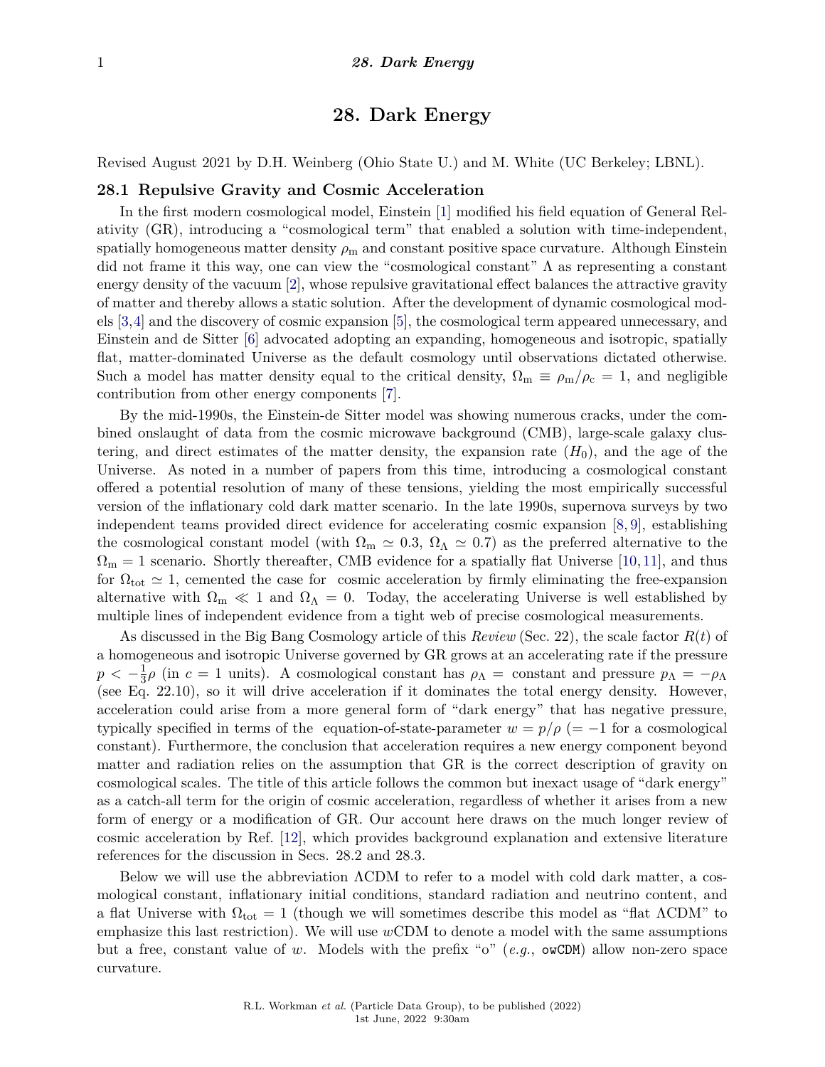# 28. Dark Energy

Revised August 2021 by D.H. Weinberg (Ohio State U.) and M. White (UC Berkeley; LBNL).

## 28.1 Repulsive Gravity and Cosmic Acceleration

In the first modern cosmological model, Einstein [1] modified his field equation of General Relativity (GR), introducing a "cosmological term" that enabled a solution with time-independent, spatially homogeneous matter density $\rho_\mathrm{m}$ and constant positive space curvature. Although Einstein did not frame it this way, one can view the "cosmological constant" $\Lambda$ as representing a constant energy density of the vacuum [2], whose repulsive gravitational effect balances the attractive gravity of matter and thereby allows a static solution. After the development of dynamic cosmological models [3,4] and the discovery of cosmic expansion [5], the cosmological term appeared unnecessary, and Einstein and de Sitter [6] advocated adopting an expanding, homogeneous and isotropic, spatially flat, matter-dominated Universe as the default cosmology until observations dictated otherwise. Such a model has matter density equal to the critical density, $\Omega_\mathrm{m} \equiv \rho_\mathrm{m}/\rho_\mathrm{c} = 1$, and negligible contribution from other energy components [7].

By the mid-1990s, the Einstein-de Sitter model was showing numerous cracks, under the combined onslaught of data from the cosmic microwave background (CMB), large-scale galaxy clustering, and direct estimates of the matter density, the expansion rate ($H_0$), and the age of the Universe. As noted in a number of papers from this time, introducing a cosmological constant offered a potential resolution of many of these tensions, yielding the most empirically successful version of the inflationary cold dark matter scenario. In the late 1990s, supernova surveys by two independent teams provided direct evidence for accelerating cosmic expansion [8,9], establishing the cosmological constant model (with $\Omega_\mathrm{m} \simeq 0.3$, $\Omega_\Lambda \simeq 0.7$) as the preferred alternative to the $\Omega_\mathrm{m} = 1$ scenario. Shortly thereafter, CMB evidence for a spatially flat Universe [10,11], and thus for $\Omega_\mathrm{tot} \simeq 1$, cemented the case for cosmic acceleration by firmly eliminating the free-expansion alternative with $\Omega_\mathrm{m} \ll 1$ and $\Omega_\Lambda = 0$. Today, the accelerating Universe is well established by multiple lines of independent evidence from a tight web of precise cosmological measurements.

As discussed in the Big Bang Cosmology article of this *Review* (Sec. 22), the scale factor $R(t)$ of a homogeneous and isotropic Universe governed by GR grows at an accelerating rate if the pressure $p < -\frac{1}{3}\rho$ (in $c = 1$ units). A cosmological constant has $\rho_\Lambda =$ constant and pressure $p_\Lambda = -\rho_\Lambda$ (see Eq. 22.10), so it will drive acceleration if it dominates the total energy density. However, acceleration could arise from a more general form of "dark energy" that has negative pressure, typically specified in terms of the equation-of-state-parameter $w = p/\rho$ ($= -1$ for a cosmological constant). Furthermore, the conclusion that acceleration requires a new energy component beyond matter and radiation relies on the assumption that GR is the correct description of gravity on cosmological scales. The title of this article follows the common but inexact usage of "dark energy" as a catch-all term for the origin of cosmic acceleration, regardless of whether it arises from a new form of energy or a modification of GR. Our account here draws on the much longer review of cosmic acceleration by Ref. [12], which provides background explanation and extensive literature references for the discussion in Secs. 28.2 and 28.3.

Below we will use the abbreviation $\Lambda$CDM to refer to a model with cold dark matter, a cosmological constant, inflationary initial conditions, standard radiation and neutrino content, and a flat Universe with $\Omega_\mathrm{tot} = 1$ (though we will sometimes describe this model as "flat $\Lambda$CDM" to emphasize this last restriction). We will use $w$CDM to denote a model with the same assumptions but a free, constant value of $w$. Models with the prefix "o" (*e.g.*, `owCDM`) allow non-zero space curvature.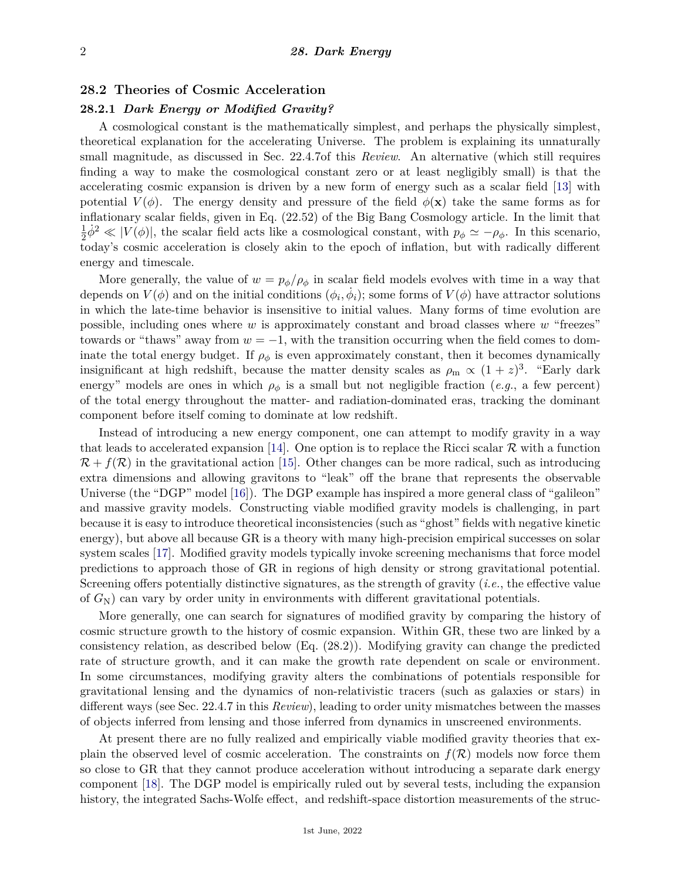## 28.2 Theories of Cosmic Acceleration

### 28.2.1 *Dark Energy or Modified Gravity?*

A cosmological constant is the mathematically simplest, and perhaps the physically simplest, theoretical explanation for the accelerating Universe. The problem is explaining its unnaturally small magnitude, as discussed in Sec. 22.4.7of this *Review*. An alternative (which still requires finding a way to make the cosmological constant zero or at least negligibly small) is that the accelerating cosmic expansion is driven by a new form of energy such as a scalar field [13] with potential $V(\phi)$. The energy density and pressure of the field $\phi(\mathbf{x})$ take the same forms as for inflationary scalar fields, given in Eq. (22.52) of the Big Bang Cosmology article. In the limit that $\frac{1}{2}\dot{\phi}^2 \ll |V(\phi)|$, the scalar field acts like a cosmological constant, with $p_\phi \simeq -\rho_\phi$. In this scenario, today's cosmic acceleration is closely akin to the epoch of inflation, but with radically different energy and timescale.

More generally, the value of $w = p_\phi/\rho_\phi$ in scalar field models evolves with time in a way that depends on $V(\phi)$ and on the initial conditions $(\phi_i, \dot{\phi}_i)$; some forms of $V(\phi)$ have attractor solutions in which the late-time behavior is insensitive to initial values. Many forms of time evolution are possible, including ones where $w$ is approximately constant and broad classes where $w$ "freezes" towards or "thaws" away from $w = -1$, with the transition occurring when the field comes to dominate the total energy budget. If $\rho_\phi$ is even approximately constant, then it becomes dynamically insignificant at high redshift, because the matter density scales as $\rho_\mathrm{m} \propto (1+z)^3$. "Early dark energy" models are ones in which $\rho_\phi$ is a small but not negligible fraction (*e.g.*, a few percent) of the total energy throughout the matter- and radiation-dominated eras, tracking the dominant component before itself coming to dominate at low redshift.

Instead of introducing a new energy component, one can attempt to modify gravity in a way that leads to accelerated expansion [14]. One option is to replace the Ricci scalar $\mathcal{R}$ with a function $\mathcal{R} + f(\mathcal{R})$ in the gravitational action [15]. Other changes can be more radical, such as introducing extra dimensions and allowing gravitons to "leak" off the brane that represents the observable Universe (the "DGP" model [16]). The DGP example has inspired a more general class of "galileon" and massive gravity models. Constructing viable modified gravity models is challenging, in part because it is easy to introduce theoretical inconsistencies (such as "ghost" fields with negative kinetic energy), but above all because GR is a theory with many high-precision empirical successes on solar system scales [17]. Modified gravity models typically invoke screening mechanisms that force model predictions to approach those of GR in regions of high density or strong gravitational potential. Screening offers potentially distinctive signatures, as the strength of gravity (*i.e.*, the effective value of $G_\mathrm{N}$) can vary by order unity in environments with different gravitational potentials.

More generally, one can search for signatures of modified gravity by comparing the history of cosmic structure growth to the history of cosmic expansion. Within GR, these two are linked by a consistency relation, as described below (Eq. (28.2)). Modifying gravity can change the predicted rate of structure growth, and it can make the growth rate dependent on scale or environment. In some circumstances, modifying gravity alters the combinations of potentials responsible for gravitational lensing and the dynamics of non-relativistic tracers (such as galaxies or stars) in different ways (see Sec. 22.4.7 in this *Review*), leading to order unity mismatches between the masses of objects inferred from lensing and those inferred from dynamics in unscreened environments.

At present there are no fully realized and empirically viable modified gravity theories that explain the observed level of cosmic acceleration. The constraints on $f(\mathcal{R})$ models now force them so close to GR that they cannot produce acceleration without introducing a separate dark energy component [18]. The DGP model is empirically ruled out by several tests, including the expansion history, the integrated Sachs-Wolfe effect, and redshift-space distortion measurements of the struc-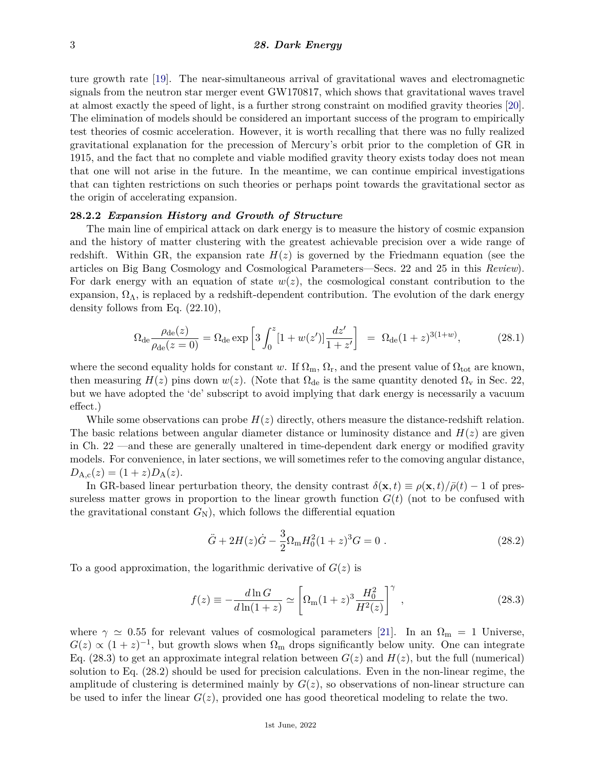ture growth rate [19]. The near-simultaneous arrival of gravitational waves and electromagnetic signals from the neutron star merger event GW170817, which shows that gravitational waves travel at almost exactly the speed of light, is a further strong constraint on modified gravity theories [20]. The elimination of models should be considered an important success of the program to empirically test theories of cosmic acceleration. However, it is worth recalling that there was no fully realized gravitational explanation for the precession of Mercury's orbit prior to the completion of GR in 1915, and the fact that no complete and viable modified gravity theory exists today does not mean that one will not arise in the future. In the meantime, we can continue empirical investigations that can tighten restrictions on such theories or perhaps point towards the gravitational sector as the origin of accelerating expansion.

### 28.2.2 *Expansion History and Growth of Structure*

The main line of empirical attack on dark energy is to measure the history of cosmic expansion and the history of matter clustering with the greatest achievable precision over a wide range of redshift. Within GR, the expansion rate $H(z)$ is governed by the Friedmann equation (see the articles on Big Bang Cosmology and Cosmological Parameters—Secs. 22 and 25 in this *Review*). For dark energy with an equation of state $w(z)$, the cosmological constant contribution to the expansion, $\Omega_\Lambda$, is replaced by a redshift-dependent contribution. The evolution of the dark energy density follows from Eq. (22.10),

$$\Omega_{\rm de}\frac{\rho_{\rm de}(z)}{\rho_{\rm de}(z=0)} = \Omega_{\rm de}\exp\left[3\int_0^z [1+w(z')]\frac{dz'}{1+z'}\right] \;=\; \Omega_{\rm de}(1+z)^{3(1+w)}, \tag{28.1}$$

where the second equality holds for constant $w$. If $\Omega_{\rm m}$, $\Omega_{\rm r}$, and the present value of $\Omega_{\rm tot}$ are known, then measuring $H(z)$ pins down $w(z)$. (Note that $\Omega_{\rm de}$ is the same quantity denoted $\Omega_{\rm v}$ in Sec. 22, but we have adopted the 'de' subscript to avoid implying that dark energy is necessarily a vacuum effect.)

While some observations can probe $H(z)$ directly, others measure the distance-redshift relation. The basic relations between angular diameter distance or luminosity distance and $H(z)$ are given in Ch. 22 —and these are generally unaltered in time-dependent dark energy or modified gravity models. For convenience, in later sections, we will sometimes refer to the comoving angular distance, $D_{\rm A,c}(z) = (1+z)D_{\rm A}(z)$.

In GR-based linear perturbation theory, the density contrast $\delta(\mathbf{x},t) \equiv \rho(\mathbf{x},t)/\bar{\rho}(t) - 1$ of pressureless matter grows in proportion to the linear growth function $G(t)$ (not to be confused with the gravitational constant $G_{\rm N}$), which follows the differential equation

$$\ddot{G} + 2H(z)\dot{G} - \frac{3}{2}\Omega_{\rm m}H_0^2(1+z)^3 G = 0\ . \tag{28.2}$$

To a good approximation, the logarithmic derivative of $G(z)$ is

$$f(z) \equiv -\frac{d\ln G}{d\ln(1+z)} \simeq \left[\Omega_{\rm m}(1+z)^3\frac{H_0^2}{H^2(z)}\right]^\gamma\ , \tag{28.3}$$

where $\gamma \simeq 0.55$ for relevant values of cosmological parameters [21]. In an $\Omega_{\rm m} = 1$ Universe, $G(z) \propto (1+z)^{-1}$, but growth slows when $\Omega_{\rm m}$ drops significantly below unity. One can integrate Eq. (28.3) to get an approximate integral relation between $G(z)$ and $H(z)$, but the full (numerical) solution to Eq. (28.2) should be used for precision calculations. Even in the non-linear regime, the amplitude of clustering is determined mainly by $G(z)$, so observations of non-linear structure can be used to infer the linear $G(z)$, provided one has good theoretical modeling to relate the two.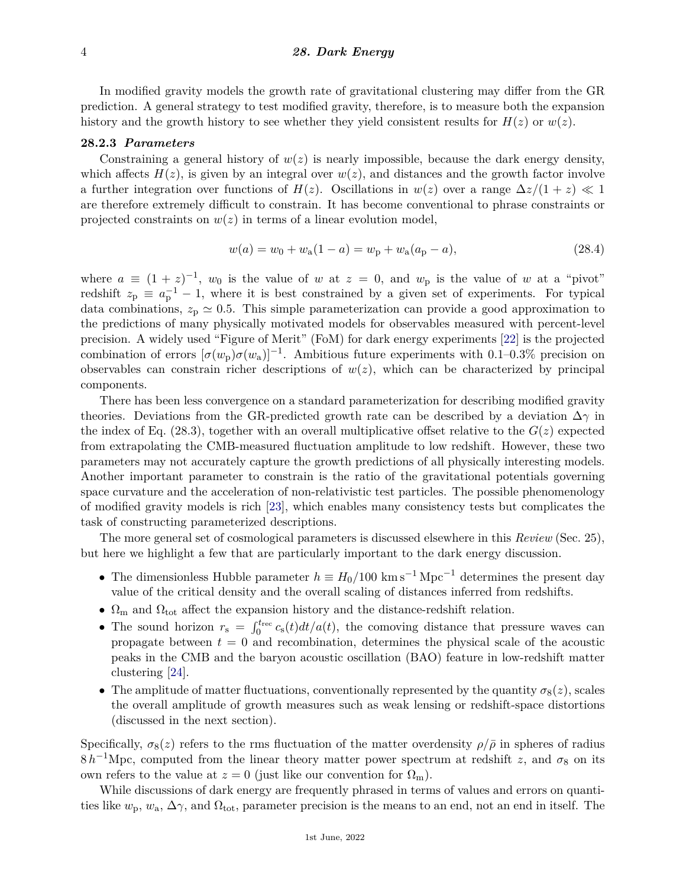In modified gravity models the growth rate of gravitational clustering may differ from the GR prediction. A general strategy to test modified gravity, therefore, is to measure both the expansion history and the growth history to see whether they yield consistent results for $H(z)$ or $w(z)$.

### 28.2.3 *Parameters*

Constraining a general history of $w(z)$ is nearly impossible, because the dark energy density, which affects $H(z)$, is given by an integral over $w(z)$, and distances and the growth factor involve a further integration over functions of $H(z)$. Oscillations in $w(z)$ over a range $\Delta z/(1+z) \ll 1$ are therefore extremely difficult to constrain. It has become conventional to phrase constraints or projected constraints on $w(z)$ in terms of a linear evolution model,

$$w(a) = w_0 + w_\mathrm{a}(1-a) = w_\mathrm{p} + w_\mathrm{a}(a_\mathrm{p} - a), \tag{28.4}$$

where $a \equiv (1+z)^{-1}$, $w_0$ is the value of $w$ at $z = 0$, and $w_\mathrm{p}$ is the value of $w$ at a "pivot" redshift $z_\mathrm{p} \equiv a_\mathrm{p}^{-1} - 1$, where it is best constrained by a given set of experiments. For typical data combinations, $z_\mathrm{p} \simeq 0.5$. This simple parameterization can provide a good approximation to the predictions of many physically motivated models for observables measured with percent-level precision. A widely used "Figure of Merit" (FoM) for dark energy experiments [22] is the projected combination of errors $[\sigma(w_\mathrm{p})\sigma(w_\mathrm{a})]^{-1}$. Ambitious future experiments with 0.1–0.3% precision on observables can constrain richer descriptions of $w(z)$, which can be characterized by principal components.

There has been less convergence on a standard parameterization for describing modified gravity theories. Deviations from the GR-predicted growth rate can be described by a deviation $\Delta\gamma$ in the index of Eq. (28.3), together with an overall multiplicative offset relative to the $G(z)$ expected from extrapolating the CMB-measured fluctuation amplitude to low redshift. However, these two parameters may not accurately capture the growth predictions of all physically interesting models. Another important parameter to constrain is the ratio of the gravitational potentials governing space curvature and the acceleration of non-relativistic test particles. The possible phenomenology of modified gravity models is rich [23], which enables many consistency tests but complicates the task of constructing parameterized descriptions.

The more general set of cosmological parameters is discussed elsewhere in this *Review* (Sec. 25), but here we highlight a few that are particularly important to the dark energy discussion.

- The dimensionless Hubble parameter $h \equiv H_0/100\ \mathrm{km\,s^{-1}\,Mpc^{-1}}$ determines the present day value of the critical density and the overall scaling of distances inferred from redshifts.
- $\Omega_\mathrm{m}$ and $\Omega_\mathrm{tot}$ affect the expansion history and the distance-redshift relation.
- The sound horizon $r_\mathrm{s} = \int_0^{t_\mathrm{rec}} c_\mathrm{s}(t)dt/a(t)$, the comoving distance that pressure waves can propagate between $t = 0$ and recombination, determines the physical scale of the acoustic peaks in the CMB and the baryon acoustic oscillation (BAO) feature in low-redshift matter clustering [24].
- The amplitude of matter fluctuations, conventionally represented by the quantity $\sigma_8(z)$, scales the overall amplitude of growth measures such as weak lensing or redshift-space distortions (discussed in the next section).

Specifically, $\sigma_8(z)$ refers to the rms fluctuation of the matter overdensity $\rho/\bar{\rho}$ in spheres of radius $8\,h^{-1}$Mpc, computed from the linear theory matter power spectrum at redshift $z$, and $\sigma_8$ on its own refers to the value at $z = 0$ (just like our convention for $\Omega_\mathrm{m}$).

While discussions of dark energy are frequently phrased in terms of values and errors on quantities like $w_\mathrm{p}$, $w_\mathrm{a}$, $\Delta\gamma$, and $\Omega_\mathrm{tot}$, parameter precision is the means to an end, not an end in itself. The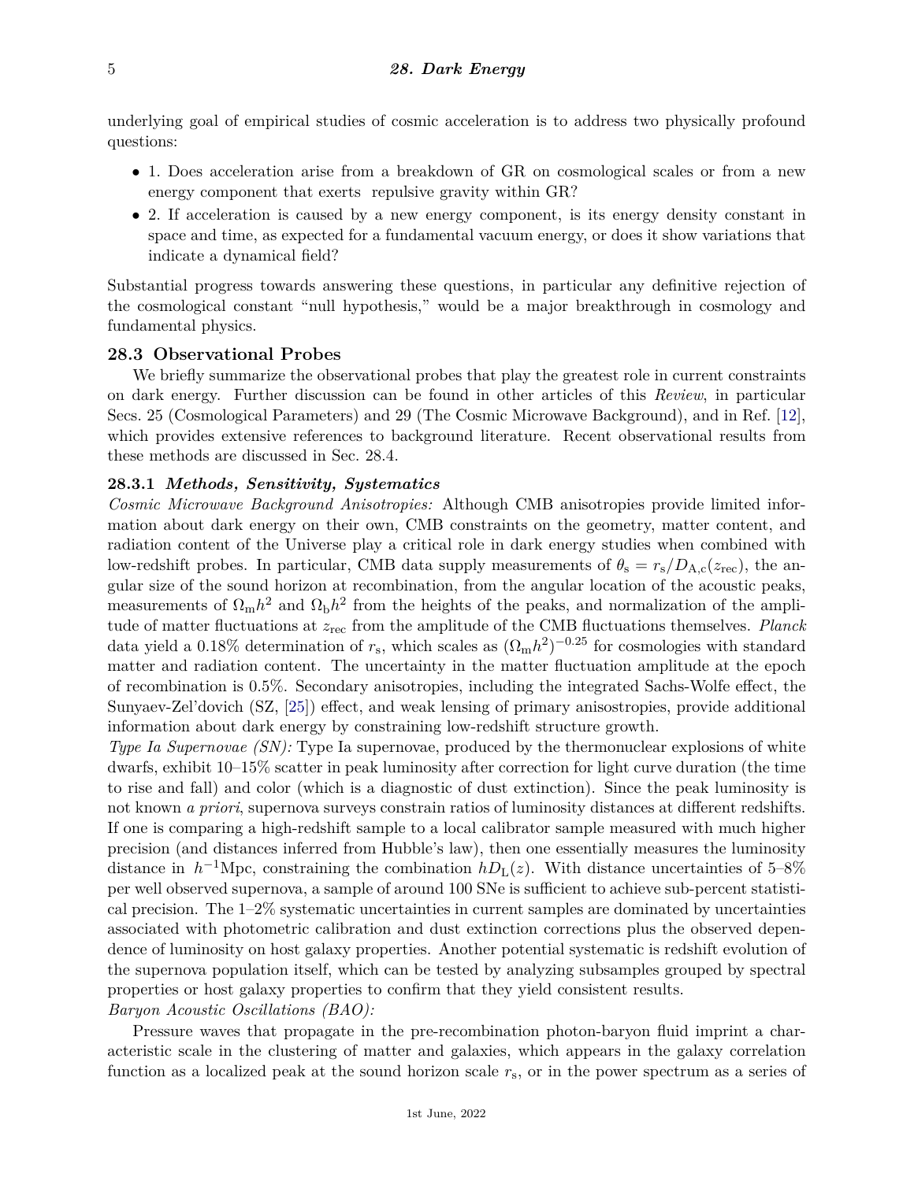underlying goal of empirical studies of cosmic acceleration is to address two physically profound questions:

- 1. Does acceleration arise from a breakdown of GR on cosmological scales or from a new energy component that exerts repulsive gravity within GR?
- 2. If acceleration is caused by a new energy component, is its energy density constant in space and time, as expected for a fundamental vacuum energy, or does it show variations that indicate a dynamical field?

Substantial progress towards answering these questions, in particular any definitive rejection of the cosmological constant "null hypothesis," would be a major breakthrough in cosmology and fundamental physics.

## 28.3 Observational Probes

We briefly summarize the observational probes that play the greatest role in current constraints on dark energy. Further discussion can be found in other articles of this *Review*, in particular Secs. 25 (Cosmological Parameters) and 29 (The Cosmic Microwave Background), and in Ref. [12], which provides extensive references to background literature. Recent observational results from these methods are discussed in Sec. 28.4.

### 28.3.1 *Methods, Sensitivity, Systematics*

*Cosmic Microwave Background Anisotropies:* Although CMB anisotropies provide limited information about dark energy on their own, CMB constraints on the geometry, matter content, and radiation content of the Universe play a critical role in dark energy studies when combined with low-redshift probes. In particular, CMB data supply measurements of $\theta_s = r_s/D_{A,c}(z_{rec})$, the angular size of the sound horizon at recombination, from the angular location of the acoustic peaks, measurements of $\Omega_m h^2$ and $\Omega_b h^2$ from the heights of the peaks, and normalization of the amplitude of matter fluctuations at $z_{rec}$ from the amplitude of the CMB fluctuations themselves. *Planck* data yield a 0.18% determination of $r_s$, which scales as $(\Omega_m h^2)^{-0.25}$ for cosmologies with standard matter and radiation content. The uncertainty in the matter fluctuation amplitude at the epoch of recombination is 0.5%. Secondary anisotropies, including the integrated Sachs-Wolfe effect, the Sunyaev-Zel'dovich (SZ, [25]) effect, and weak lensing of primary anisostropies, provide additional information about dark energy by constraining low-redshift structure growth.

*Type Ia Supernovae (SN):* Type Ia supernovae, produced by the thermonuclear explosions of white dwarfs, exhibit 10–15% scatter in peak luminosity after correction for light curve duration (the time to rise and fall) and color (which is a diagnostic of dust extinction). Since the peak luminosity is not known *a priori*, supernova surveys constrain ratios of luminosity distances at different redshifts. If one is comparing a high-redshift sample to a local calibrator sample measured with much higher precision (and distances inferred from Hubble's law), then one essentially measures the luminosity distance in $h^{-1}$Mpc, constraining the combination $hD_L(z)$. With distance uncertainties of 5–8% per well observed supernova, a sample of around 100 SNe is sufficient to achieve sub-percent statistical precision. The 1–2% systematic uncertainties in current samples are dominated by uncertainties associated with photometric calibration and dust extinction corrections plus the observed dependence of luminosity on host galaxy properties. Another potential systematic is redshift evolution of the supernova population itself, which can be tested by analyzing subsamples grouped by spectral properties or host galaxy properties to confirm that they yield consistent results.

*Baryon Acoustic Oscillations (BAO):*

Pressure waves that propagate in the pre-recombination photon-baryon fluid imprint a characteristic scale in the clustering of matter and galaxies, which appears in the galaxy correlation function as a localized peak at the sound horizon scale $r_s$, or in the power spectrum as a series of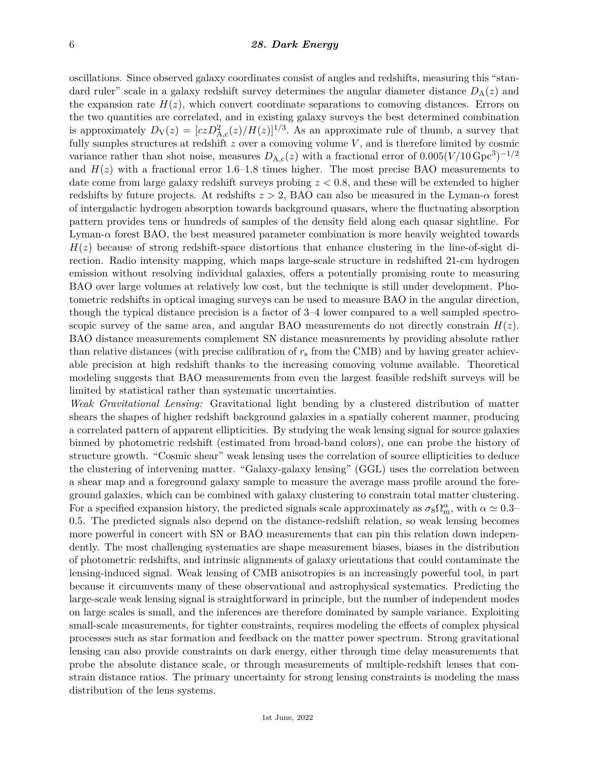oscillations. Since observed galaxy coordinates consist of angles and redshifts, measuring this "standard ruler" scale in a galaxy redshift survey determines the angular diameter distance $D_{\rm A}(z)$ and the expansion rate $H(z)$, which convert coordinate separations to comoving distances. Errors on the two quantities are correlated, and in existing galaxy surveys the best determined combination is approximately $D_{\rm V}(z) = [czD^2_{\rm A,c}(z)/H(z)]^{1/3}$. As an approximate rule of thumb, a survey that fully samples structures at redshift $z$ over a comoving volume $V$, and is therefore limited by cosmic variance rather than shot noise, measures $D_{\rm A,c}(z)$ with a fractional error of $0.005(V/10\,{\rm Gpc}^3)^{-1/2}$ and $H(z)$ with a fractional error 1.6–1.8 times higher. The most precise BAO measurements to date come from large galaxy redshift surveys probing $z < 0.8$, and these will be extended to higher redshifts by future projects. At redshifts $z > 2$, BAO can also be measured in the Lyman-$\alpha$ forest of intergalactic hydrogen absorption towards background quasars, where the fluctuating absorption pattern provides tens or hundreds of samples of the density field along each quasar sightline. For Lyman-$\alpha$ forest BAO, the best measured parameter combination is more heavily weighted towards $H(z)$ because of strong redshift-space distortions that enhance clustering in the line-of-sight direction. Radio intensity mapping, which maps large-scale structure in redshifted 21-cm hydrogen emission without resolving individual galaxies, offers a potentially promising route to measuring BAO over large volumes at relatively low cost, but the technique is still under development. Photometric redshifts in optical imaging surveys can be used to measure BAO in the angular direction, though the typical distance precision is a factor of 3–4 lower compared to a well sampled spectroscopic survey of the same area, and angular BAO measurements do not directly constrain $H(z)$. BAO distance measurements complement SN distance measurements by providing absolute rather than relative distances (with precise calibration of $r_{\rm s}$ from the CMB) and by having greater achievable precision at high redshift thanks to the increasing comoving volume available. Theoretical modeling suggests that BAO measurements from even the largest feasible redshift surveys will be limited by statistical rather than systematic uncertainties.

*Weak Gravitational Lensing:* Gravitational light bending by a clustered distribution of matter shears the shapes of higher redshift background galaxies in a spatially coherent manner, producing a correlated pattern of apparent ellipticities. By studying the weak lensing signal for source galaxies binned by photometric redshift (estimated from broad-band colors), one can probe the history of structure growth. "Cosmic shear" weak lensing uses the correlation of source ellipticities to deduce the clustering of intervening matter. "Galaxy-galaxy lensing" (GGL) uses the correlation between a shear map and a foreground galaxy sample to measure the average mass profile around the foreground galaxies, which can be combined with galaxy clustering to constrain total matter clustering. For a specified expansion history, the predicted signals scale approximately as $\sigma_8\Omega^{\alpha}_{\rm m}$, with $\alpha \simeq 0.3$–$0.5$. The predicted signals also depend on the distance-redshift relation, so weak lensing becomes more powerful in concert with SN or BAO measurements that can pin this relation down independently. The most challenging systematics are shape measurement biases, biases in the distribution of photometric redshifts, and intrinsic alignments of galaxy orientations that could contaminate the lensing-induced signal. Weak lensing of CMB anisotropies is an increasingly powerful tool, in part because it circumvents many of these observational and astrophysical systematics. Predicting the large-scale weak lensing signal is straightforward in principle, but the number of independent modes on large scales is small, and the inferences are therefore dominated by sample variance. Exploiting small-scale measurements, for tighter constraints, requires modeling the effects of complex physical processes such as star formation and feedback on the matter power spectrum. Strong gravitational lensing can also provide constraints on dark energy, either through time delay measurements that probe the absolute distance scale, or through measurements of multiple-redshift lenses that constrain distance ratios. The primary uncertainty for strong lensing constraints is modeling the mass distribution of the lens systems.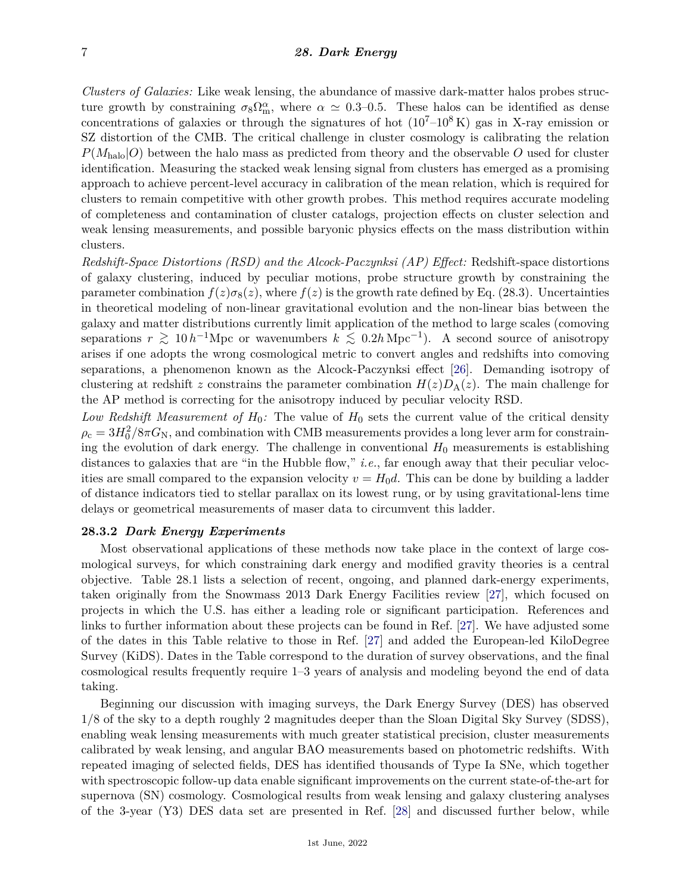*Clusters of Galaxies:* Like weak lensing, the abundance of massive dark-matter halos probes structure growth by constraining $\sigma_8\Omega_\mathrm{m}^\alpha$, where $\alpha \simeq 0.3$–$0.5$. These halos can be identified as dense concentrations of galaxies or through the signatures of hot ($10^7$–$10^8\,\mathrm{K}$) gas in X-ray emission or SZ distortion of the CMB. The critical challenge in cluster cosmology is calibrating the relation $P(M_\mathrm{halo}|O)$ between the halo mass as predicted from theory and the observable $O$ used for cluster identification. Measuring the stacked weak lensing signal from clusters has emerged as a promising approach to achieve percent-level accuracy in calibration of the mean relation, which is required for clusters to remain competitive with other growth probes. This method requires accurate modeling of completeness and contamination of cluster catalogs, projection effects on cluster selection and weak lensing measurements, and possible baryonic physics effects on the mass distribution within clusters.

*Redshift-Space Distortions (RSD) and the Alcock-Paczynksi (AP) Effect:* Redshift-space distortions of galaxy clustering, induced by peculiar motions, probe structure growth by constraining the parameter combination $f(z)\sigma_8(z)$, where $f(z)$ is the growth rate defined by Eq. (28.3). Uncertainties in theoretical modeling of non-linear gravitational evolution and the non-linear bias between the galaxy and matter distributions currently limit application of the method to large scales (comoving separations $r \gtrsim 10\,h^{-1}\mathrm{Mpc}$ or wavenumbers $k \lesssim 0.2h\,\mathrm{Mpc}^{-1}$). A second source of anisotropy arises if one adopts the wrong cosmological metric to convert angles and redshifts into comoving separations, a phenomenon known as the Alcock-Paczynksi effect [26]. Demanding isotropy of clustering at redshift $z$ constrains the parameter combination $H(z)D_\mathrm{A}(z)$. The main challenge for the AP method is correcting for the anisotropy induced by peculiar velocity RSD.

*Low Redshift Measurement of $H_0$:* The value of $H_0$ sets the current value of the critical density $\rho_\mathrm{c} = 3H_0^2/8\pi G_\mathrm{N}$, and combination with CMB measurements provides a long lever arm for constraining the evolution of dark energy. The challenge in conventional $H_0$ measurements is establishing distances to galaxies that are "in the Hubble flow," *i.e.*, far enough away that their peculiar velocities are small compared to the expansion velocity $v = H_0 d$. This can be done by building a ladder of distance indicators tied to stellar parallax on its lowest rung, or by using gravitational-lens time delays or geometrical measurements of maser data to circumvent this ladder.

### 28.3.2 *Dark Energy Experiments*

Most observational applications of these methods now take place in the context of large cosmological surveys, for which constraining dark energy and modified gravity theories is a central objective. Table 28.1 lists a selection of recent, ongoing, and planned dark-energy experiments, taken originally from the Snowmass 2013 Dark Energy Facilities review [27], which focused on projects in which the U.S. has either a leading role or significant participation. References and links to further information about these projects can be found in Ref. [27]. We have adjusted some of the dates in this Table relative to those in Ref. [27] and added the European-led KiloDegree Survey (KiDS). Dates in the Table correspond to the duration of survey observations, and the final cosmological results frequently require 1–3 years of analysis and modeling beyond the end of data taking.

Beginning our discussion with imaging surveys, the Dark Energy Survey (DES) has observed 1/8 of the sky to a depth roughly 2 magnitudes deeper than the Sloan Digital Sky Survey (SDSS), enabling weak lensing measurements with much greater statistical precision, cluster measurements calibrated by weak lensing, and angular BAO measurements based on photometric redshifts. With repeated imaging of selected fields, DES has identified thousands of Type Ia SNe, which together with spectroscopic follow-up data enable significant improvements on the current state-of-the-art for supernova (SN) cosmology. Cosmological results from weak lensing and galaxy clustering analyses of the 3-year (Y3) DES data set are presented in Ref. [28] and discussed further below, while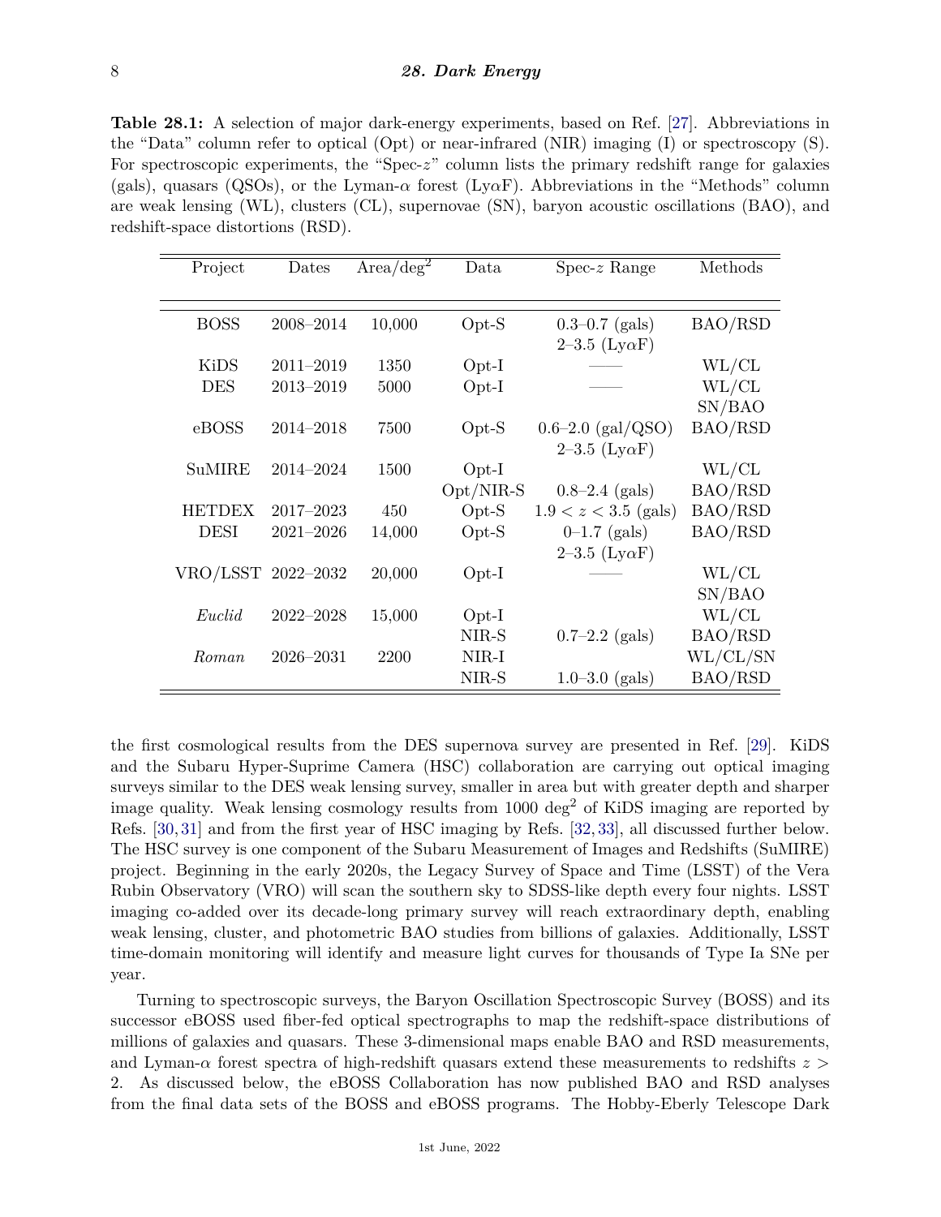**Table 28.1:** A selection of major dark-energy experiments, based on Ref. [27]. Abbreviations in the "Data" column refer to optical (Opt) or near-infrared (NIR) imaging (I) or spectroscopy (S). For spectroscopic experiments, the "Spec-$z$" column lists the primary redshift range for galaxies (gals), quasars (QSOs), or the Lyman-$\alpha$ forest (Ly$\alpha$F). Abbreviations in the "Methods" column are weak lensing (WL), clusters (CL), supernovae (SN), baryon acoustic oscillations (BAO), and redshift-space distortions (RSD).

| Project | Dates | Area/deg$^2$ | Data | Spec-$z$ Range | Methods |
|---|---|---|---|---|---|
| BOSS | 2008–2014 | 10,000 | Opt-S | 0.3–0.7 (gals) | BAO/RSD |
| | | | | 2–3.5 (Ly$\alpha$F) | |
| KiDS | 2011–2019 | 1350 | Opt-I | —— | WL/CL |
| DES | 2013–2019 | 5000 | Opt-I | —— | WL/CL |
| | | | | | SN/BAO |
| eBOSS | 2014–2018 | 7500 | Opt-S | 0.6–2.0 (gal/QSO) | BAO/RSD |
| | | | | 2–3.5 (Ly$\alpha$F) | |
| SuMIRE | 2014–2024 | 1500 | Opt-I | | WL/CL |
| | | | Opt/NIR-S | 0.8–2.4 (gals) | BAO/RSD |
| HETDEX | 2017–2023 | 450 | Opt-S | $1.9 < z < 3.5$ (gals) | BAO/RSD |
| DESI | 2021–2026 | 14,000 | Opt-S | 0–1.7 (gals) | BAO/RSD |
| | | | | 2–3.5 (Ly$\alpha$F) | |
| VRO/LSST | 2022–2032 | 20,000 | Opt-I | —— | WL/CL |
| | | | | | SN/BAO |
| *Euclid* | 2022–2028 | 15,000 | Opt-I | | WL/CL |
| | | | NIR-S | 0.7–2.2 (gals) | BAO/RSD |
| *Roman* | 2026–2031 | 2200 | NIR-I | | WL/CL/SN |
| | | | NIR-S | 1.0–3.0 (gals) | BAO/RSD |

the first cosmological results from the DES supernova survey are presented in Ref. [29]. KiDS and the Subaru Hyper-Suprime Camera (HSC) collaboration are carrying out optical imaging surveys similar to the DES weak lensing survey, smaller in area but with greater depth and sharper image quality. Weak lensing cosmology results from 1000 deg$^2$ of KiDS imaging are reported by Refs. [30, 31] and from the first year of HSC imaging by Refs. [32, 33], all discussed further below. The HSC survey is one component of the Subaru Measurement of Images and Redshifts (SuMIRE) project. Beginning in the early 2020s, the Legacy Survey of Space and Time (LSST) of the Vera Rubin Observatory (VRO) will scan the southern sky to SDSS-like depth every four nights. LSST imaging co-added over its decade-long primary survey will reach extraordinary depth, enabling weak lensing, cluster, and photometric BAO studies from billions of galaxies. Additionally, LSST time-domain monitoring will identify and measure light curves for thousands of Type Ia SNe per year.

Turning to spectroscopic surveys, the Baryon Oscillation Spectroscopic Survey (BOSS) and its successor eBOSS used fiber-fed optical spectrographs to map the redshift-space distributions of millions of galaxies and quasars. These 3-dimensional maps enable BAO and RSD measurements, and Lyman-$\alpha$ forest spectra of high-redshift quasars extend these measurements to redshifts $z > 2$. As discussed below, the eBOSS Collaboration has now published BAO and RSD analyses from the final data sets of the BOSS and eBOSS programs. The Hobby-Eberly Telescope Dark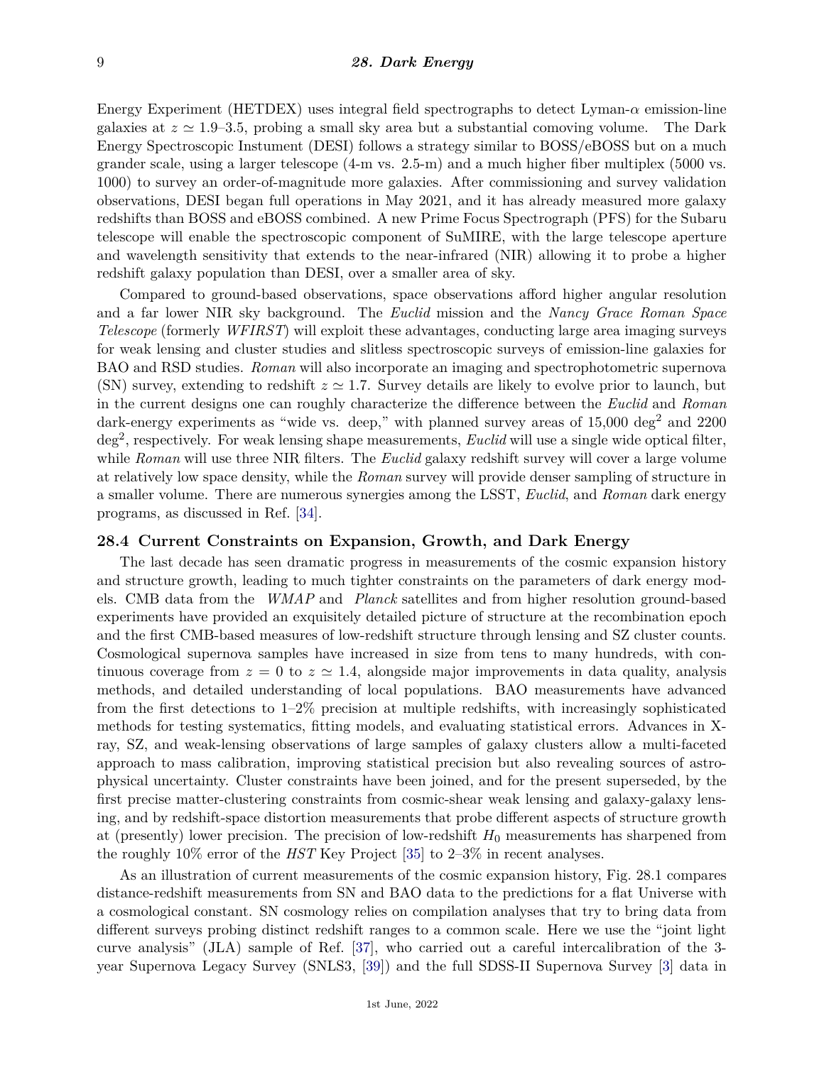Energy Experiment (HETDEX) uses integral field spectrographs to detect Lyman-$\alpha$ emission-line galaxies at $z \simeq 1.9$–$3.5$, probing a small sky area but a substantial comoving volume. The Dark Energy Spectroscopic Instument (DESI) follows a strategy similar to BOSS/eBOSS but on a much grander scale, using a larger telescope (4-m vs. 2.5-m) and a much higher fiber multiplex (5000 vs. 1000) to survey an order-of-magnitude more galaxies. After commissioning and survey validation observations, DESI began full operations in May 2021, and it has already measured more galaxy redshifts than BOSS and eBOSS combined. A new Prime Focus Spectrograph (PFS) for the Subaru telescope will enable the spectroscopic component of SuMIRE, with the large telescope aperture and wavelength sensitivity that extends to the near-infrared (NIR) allowing it to probe a higher redshift galaxy population than DESI, over a smaller area of sky.

Compared to ground-based observations, space observations afford higher angular resolution and a far lower NIR sky background. The *Euclid* mission and the *Nancy Grace Roman Space Telescope* (formerly *WFIRST*) will exploit these advantages, conducting large area imaging surveys for weak lensing and cluster studies and slitless spectroscopic surveys of emission-line galaxies for BAO and RSD studies. *Roman* will also incorporate an imaging and spectrophotometric supernova (SN) survey, extending to redshift $z \simeq 1.7$. Survey details are likely to evolve prior to launch, but in the current designs one can roughly characterize the difference between the *Euclid* and *Roman* dark-energy experiments as "wide vs. deep," with planned survey areas of 15,000 deg$^2$ and 2200 deg$^2$, respectively. For weak lensing shape measurements, *Euclid* will use a single wide optical filter, while *Roman* will use three NIR filters. The *Euclid* galaxy redshift survey will cover a large volume at relatively low space density, while the *Roman* survey will provide denser sampling of structure in a smaller volume. There are numerous synergies among the LSST, *Euclid*, and *Roman* dark energy programs, as discussed in Ref. [34].

## 28.4 Current Constraints on Expansion, Growth, and Dark Energy

The last decade has seen dramatic progress in measurements of the cosmic expansion history and structure growth, leading to much tighter constraints on the parameters of dark energy models. CMB data from the *WMAP* and *Planck* satellites and from higher resolution ground-based experiments have provided an exquisitely detailed picture of structure at the recombination epoch and the first CMB-based measures of low-redshift structure through lensing and SZ cluster counts. Cosmological supernova samples have increased in size from tens to many hundreds, with continuous coverage from $z = 0$ to $z \simeq 1.4$, alongside major improvements in data quality, analysis methods, and detailed understanding of local populations. BAO measurements have advanced from the first detections to 1–2% precision at multiple redshifts, with increasingly sophisticated methods for testing systematics, fitting models, and evaluating statistical errors. Advances in X-ray, SZ, and weak-lensing observations of large samples of galaxy clusters allow a multi-faceted approach to mass calibration, improving statistical precision but also revealing sources of astrophysical uncertainty. Cluster constraints have been joined, and for the present superseded, by the first precise matter-clustering constraints from cosmic-shear weak lensing and galaxy-galaxy lensing, and by redshift-space distortion measurements that probe different aspects of structure growth at (presently) lower precision. The precision of low-redshift $H_0$ measurements has sharpened from the roughly 10% error of the *HST* Key Project [35] to 2–3% in recent analyses.

As an illustration of current measurements of the cosmic expansion history, Fig. 28.1 compares distance-redshift measurements from SN and BAO data to the predictions for a flat Universe with a cosmological constant. SN cosmology relies on compilation analyses that try to bring data from different surveys probing distinct redshift ranges to a common scale. Here we use the "joint light curve analysis" (JLA) sample of Ref. [37], who carried out a careful intercalibration of the 3-year Supernova Legacy Survey (SNLS3, [39]) and the full SDSS-II Supernova Survey [3] data in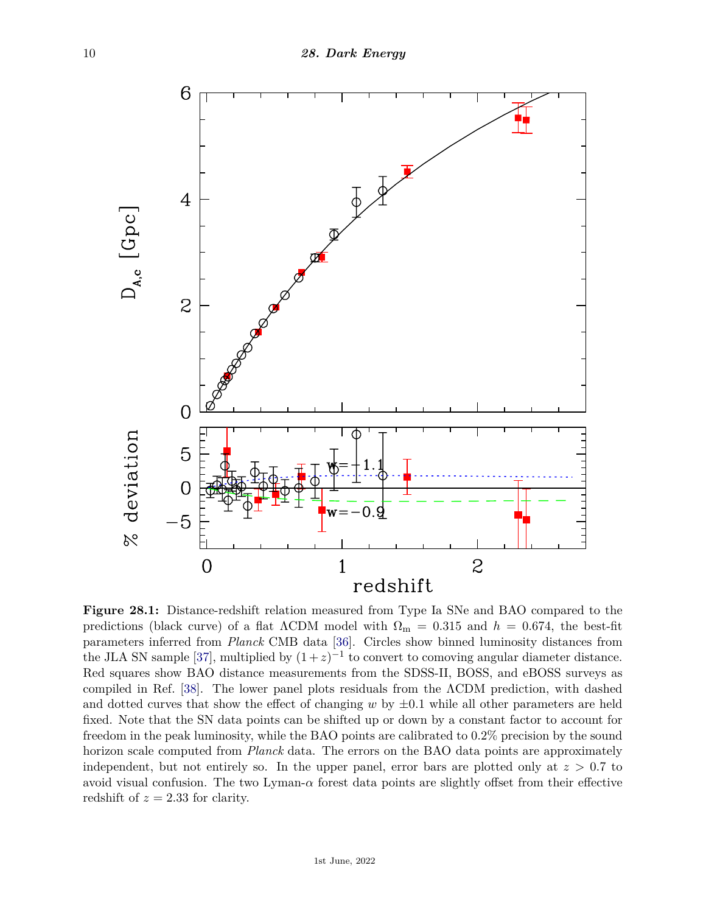**Figure 28.1:** Distance-redshift relation measured from Type Ia SNe and BAO compared to the predictions (black curve) of a flat ΛCDM model with $\Omega_\mathrm{m} = 0.315$ and $h = 0.674$, the best-fit parameters inferred from *Planck* CMB data [36]. Circles show binned luminosity distances from the JLA SN sample [37], multiplied by $(1+z)^{-1}$ to convert to comoving angular diameter distance. Red squares show BAO distance measurements from the SDSS-II, BOSS, and eBOSS surveys as compiled in Ref. [38]. The lower panel plots residuals from the ΛCDM prediction, with dashed and dotted curves that show the effect of changing $w$ by $\pm 0.1$ while all other parameters are held fixed. Note that the SN data points can be shifted up or down by a constant factor to account for freedom in the peak luminosity, while the BAO points are calibrated to 0.2% precision by the sound horizon scale computed from *Planck* data. The errors on the BAO data points are approximately independent, but not entirely so. In the upper panel, error bars are plotted only at $z > 0.7$ to avoid visual confusion. The two Lyman-$\alpha$ forest data points are slightly offset from their effective redshift of $z = 2.33$ for clarity.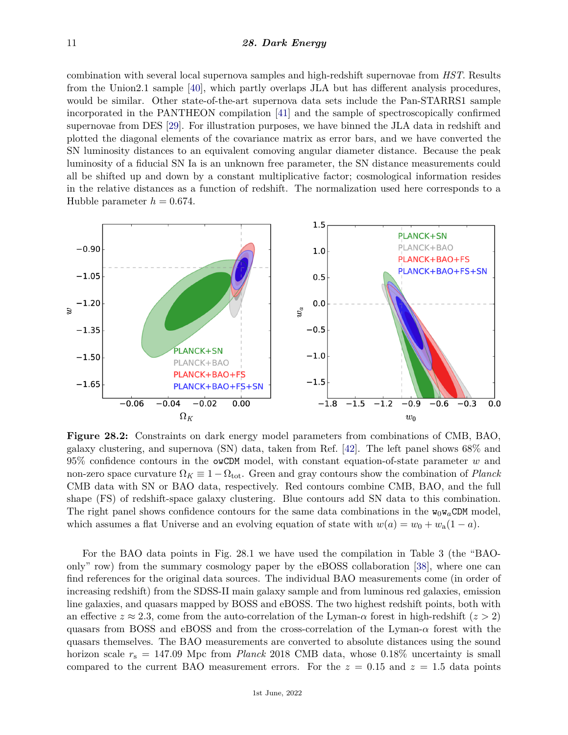combination with several local supernova samples and high-redshift supernovae from *HST*. Results from the Union2.1 sample [40], which partly overlaps JLA but has different analysis procedures, would be similar. Other state-of-the-art supernova data sets include the Pan-STARRS1 sample incorporated in the PANTHEON compilation [41] and the sample of spectroscopically confirmed supernovae from DES [29]. For illustration purposes, we have binned the JLA data in redshift and plotted the diagonal elements of the covariance matrix as error bars, and we have converted the SN luminosity distances to an equivalent comoving angular diameter distance. Because the peak luminosity of a fiducial SN Ia is an unknown free parameter, the SN distance measurements could all be shifted up and down by a constant multiplicative factor; cosmological information resides in the relative distances as a function of redshift. The normalization used here corresponds to a Hubble parameter $h = 0.674$.

**Figure 28.2:** Constraints on dark energy model parameters from combinations of CMB, BAO, galaxy clustering, and supernova (SN) data, taken from Ref. [42]. The left panel shows 68% and 95% confidence contours in the `owCDM` model, with constant equation-of-state parameter $w$ and non-zero space curvature $\Omega_K \equiv 1 - \Omega_{\mathrm{tot}}$. Green and gray contours show the combination of *Planck* CMB data with SN or BAO data, respectively. Red contours combine CMB, BAO, and the full shape (FS) of redshift-space galaxy clustering. Blue contours add SN data to this combination. The right panel shows confidence contours for the same data combinations in the $\mathtt{w_0 w_a}$CDM model, which assumes a flat Universe and an evolving equation of state with $w(a) = w_0 + w_\mathrm{a}(1 - a)$.

For the BAO data points in Fig. 28.1 we have used the compilation in Table 3 (the "BAO-only" row) from the summary cosmology paper by the eBOSS collaboration [38], where one can find references for the original data sources. The individual BAO measurements come (in order of increasing redshift) from the SDSS-II main galaxy sample and from luminous red galaxies, emission line galaxies, and quasars mapped by BOSS and eBOSS. The two highest redshift points, both with an effective $z \approx 2.3$, come from the auto-correlation of the Lyman-$\alpha$ forest in high-redshift ($z > 2$) quasars from BOSS and eBOSS and from the cross-correlation of the Lyman-$\alpha$ forest with the quasars themselves. The BAO measurements are converted to absolute distances using the sound horizon scale $r_s = 147.09$ Mpc from *Planck* 2018 CMB data, whose 0.18% uncertainty is small compared to the current BAO measurement errors. For the $z = 0.15$ and $z = 1.5$ data points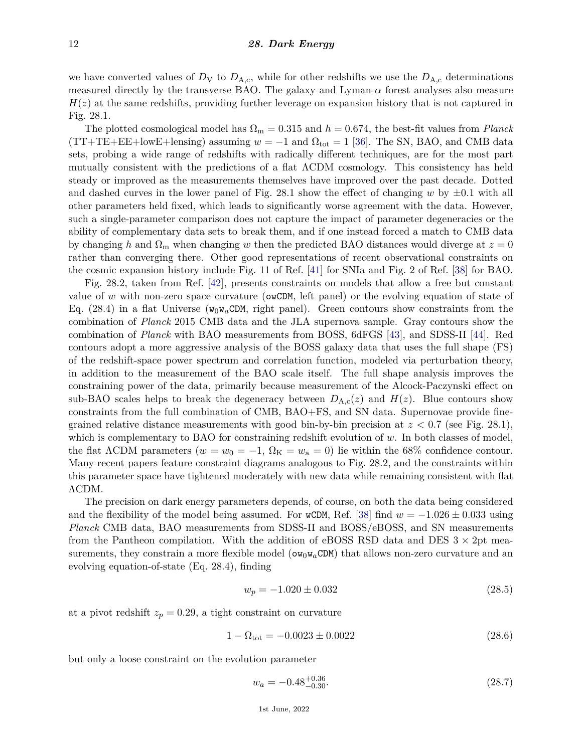we have converted values of $D_V$ to $D_{A,c}$, while for other redshifts we use the $D_{A,c}$ determinations measured directly by the transverse BAO. The galaxy and Lyman-$\alpha$ forest analyses also measure $H(z)$ at the same redshifts, providing further leverage on expansion history that is not captured in Fig. 28.1.

The plotted cosmological model has $\Omega_m = 0.315$ and $h = 0.674$, the best-fit values from *Planck* (TT+TE+EE+lowE+lensing) assuming $w = -1$ and $\Omega_{tot} = 1$ [36]. The SN, BAO, and CMB data sets, probing a wide range of redshifts with radically different techniques, are for the most part mutually consistent with the predictions of a flat ΛCDM cosmology. This consistency has held steady or improved as the measurements themselves have improved over the past decade. Dotted and dashed curves in the lower panel of Fig. 28.1 show the effect of changing $w$ by $\pm 0.1$ with all other parameters held fixed, which leads to significantly worse agreement with the data. However, such a single-parameter comparison does not capture the impact of parameter degeneracies or the ability of complementary data sets to break them, and if one instead forced a match to CMB data by changing $h$ and $\Omega_m$ when changing $w$ then the predicted BAO distances would diverge at $z = 0$ rather than converging there. Other good representations of recent observational constraints on the cosmic expansion history include Fig. 11 of Ref. [41] for SNIa and Fig. 2 of Ref. [38] for BAO.

Fig. 28.2, taken from Ref. [42], presents constraints on models that allow a free but constant value of $w$ with non-zero space curvature (`owCDM`, left panel) or the evolving equation of state of Eq. (28.4) in a flat Universe ($\mathtt{w_0w_a}$`CDM`, right panel). Green contours show constraints from the combination of *Planck* 2015 CMB data and the JLA supernova sample. Gray contours show the combination of *Planck* with BAO measurements from BOSS, 6dFGS [43], and SDSS-II [44]. Red contours adopt a more aggressive analysis of the BOSS galaxy data that uses the full shape (FS) of the redshift-space power spectrum and correlation function, modeled via perturbation theory, in addition to the measurement of the BAO scale itself. The full shape analysis improves the constraining power of the data, primarily because measurement of the Alcock-Paczynski effect on sub-BAO scales helps to break the degeneracy between $D_{A,c}(z)$ and $H(z)$. Blue contours show constraints from the full combination of CMB, BAO+FS, and SN data. Supernovae provide fine-grained relative distance measurements with good bin-by-bin precision at $z < 0.7$ (see Fig. 28.1), which is complementary to BAO for constraining redshift evolution of $w$. In both classes of model, the flat ΛCDM parameters ($w = w_0 = -1$, $\Omega_K = w_a = 0$) lie within the 68% confidence contour. Many recent papers feature constraint diagrams analogous to Fig. 28.2, and the constraints within this parameter space have tightened moderately with new data while remaining consistent with flat ΛCDM.

The precision on dark energy parameters depends, of course, on both the data being considered and the flexibility of the model being assumed. For `wCDM`, Ref. [38] find $w = -1.026 \pm 0.033$ using *Planck* CMB data, BAO measurements from SDSS-II and BOSS/eBOSS, and SN measurements from the Pantheon compilation. With the addition of eBOSS RSD data and DES $3 \times 2$pt measurements, they constrain a more flexible model ($\mathtt{ow_0w_a}$`CDM`) that allows non-zero curvature and an evolving equation-of-state (Eq. 28.4), finding

$$w_p = -1.020 \pm 0.032 \tag{28.5}$$

at a pivot redshift $z_p = 0.29$, a tight constraint on curvature

$$1 - \Omega_{tot} = -0.0023 \pm 0.0022 \tag{28.6}$$

but only a loose constraint on the evolution parameter

$$w_a = -0.48^{+0.36}_{-0.30}. \tag{28.7}$$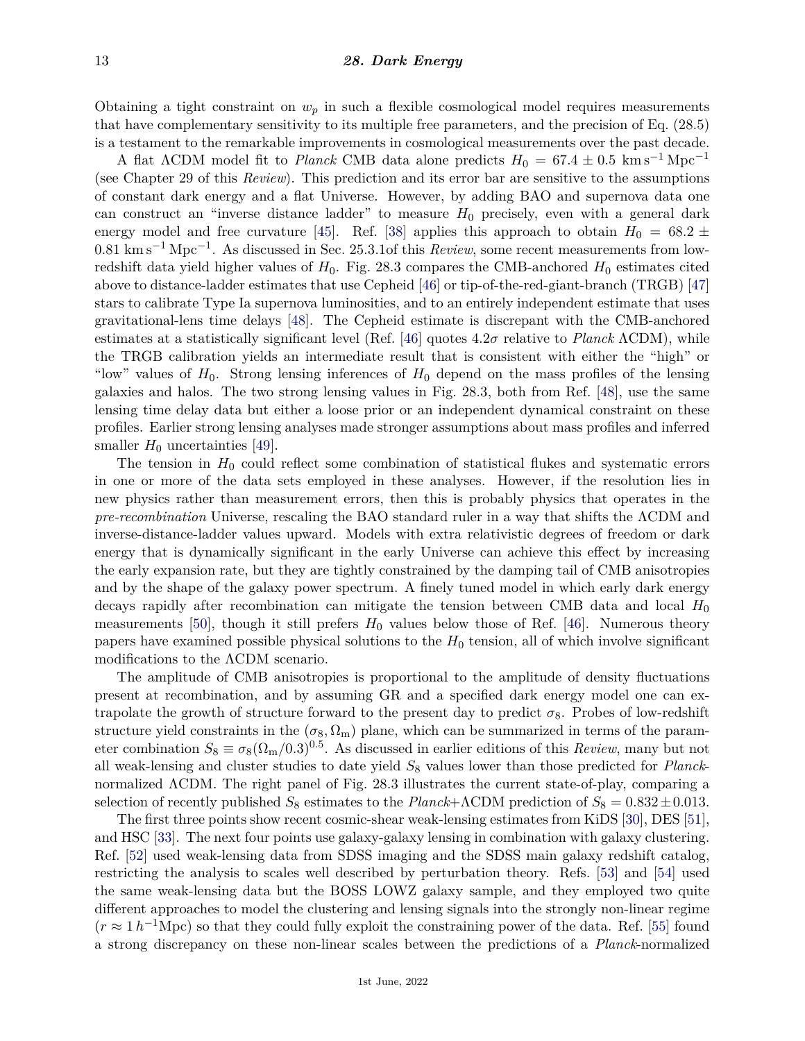Obtaining a tight constraint on $w_p$ in such a flexible cosmological model requires measurements that have complementary sensitivity to its multiple free parameters, and the precision of Eq. (28.5) is a testament to the remarkable improvements in cosmological measurements over the past decade.

A flat ΛCDM model fit to *Planck* CMB data alone predicts $H_0 = 67.4 \pm 0.5\ \mathrm{km\,s^{-1}\,Mpc^{-1}}$ (see Chapter 29 of this *Review*). This prediction and its error bar are sensitive to the assumptions of constant dark energy and a flat Universe. However, by adding BAO and supernova data one can construct an "inverse distance ladder" to measure $H_0$ precisely, even with a general dark energy model and free curvature [45]. Ref. [38] applies this approach to obtain $H_0 = 68.2 \pm 0.81\ \mathrm{km\,s^{-1}\,Mpc^{-1}}$. As discussed in Sec. 25.3.1of this *Review*, some recent measurements from low-redshift data yield higher values of $H_0$. Fig. 28.3 compares the CMB-anchored $H_0$ estimates cited above to distance-ladder estimates that use Cepheid [46] or tip-of-the-red-giant-branch (TRGB) [47] stars to calibrate Type Ia supernova luminosities, and to an entirely independent estimate that uses gravitational-lens time delays [48]. The Cepheid estimate is discrepant with the CMB-anchored estimates at a statistically significant level (Ref. [46] quotes $4.2\sigma$ relative to *Planck* ΛCDM), while the TRGB calibration yields an intermediate result that is consistent with either the "high" or "low" values of $H_0$. Strong lensing inferences of $H_0$ depend on the mass profiles of the lensing galaxies and halos. The two strong lensing values in Fig. 28.3, both from Ref. [48], use the same lensing time delay data but either a loose prior or an independent dynamical constraint on these profiles. Earlier strong lensing analyses made stronger assumptions about mass profiles and inferred smaller $H_0$ uncertainties [49].

The tension in $H_0$ could reflect some combination of statistical flukes and systematic errors in one or more of the data sets employed in these analyses. However, if the resolution lies in new physics rather than measurement errors, then this is probably physics that operates in the *pre-recombination* Universe, rescaling the BAO standard ruler in a way that shifts the ΛCDM and inverse-distance-ladder values upward. Models with extra relativistic degrees of freedom or dark energy that is dynamically significant in the early Universe can achieve this effect by increasing the early expansion rate, but they are tightly constrained by the damping tail of CMB anisotropies and by the shape of the galaxy power spectrum. A finely tuned model in which early dark energy decays rapidly after recombination can mitigate the tension between CMB data and local $H_0$ measurements [50], though it still prefers $H_0$ values below those of Ref. [46]. Numerous theory papers have examined possible physical solutions to the $H_0$ tension, all of which involve significant modifications to the ΛCDM scenario.

The amplitude of CMB anisotropies is proportional to the amplitude of density fluctuations present at recombination, and by assuming GR and a specified dark energy model one can extrapolate the growth of structure forward to the present day to predict $\sigma_8$. Probes of low-redshift structure yield constraints in the $(\sigma_8, \Omega_\mathrm{m})$ plane, which can be summarized in terms of the parameter combination $S_8 \equiv \sigma_8(\Omega_\mathrm{m}/0.3)^{0.5}$. As discussed in earlier editions of this *Review*, many but not all weak-lensing and cluster studies to date yield $S_8$ values lower than those predicted for *Planck*-normalized ΛCDM. The right panel of Fig. 28.3 illustrates the current state-of-play, comparing a selection of recently published $S_8$ estimates to the *Planck*+ΛCDM prediction of $S_8 = 0.832 \pm 0.013$.

The first three points show recent cosmic-shear weak-lensing estimates from KiDS [30], DES [51], and HSC [33]. The next four points use galaxy-galaxy lensing in combination with galaxy clustering. Ref. [52] used weak-lensing data from SDSS imaging and the SDSS main galaxy redshift catalog, restricting the analysis to scales well described by perturbation theory. Refs. [53] and [54] used the same weak-lensing data but the BOSS LOWZ galaxy sample, and they employed two quite different approaches to model the clustering and lensing signals into the strongly non-linear regime ($r \approx 1\,h^{-1}\mathrm{Mpc}$) so that they could fully exploit the constraining power of the data. Ref. [55] found a strong discrepancy on these non-linear scales between the predictions of a *Planck*-normalized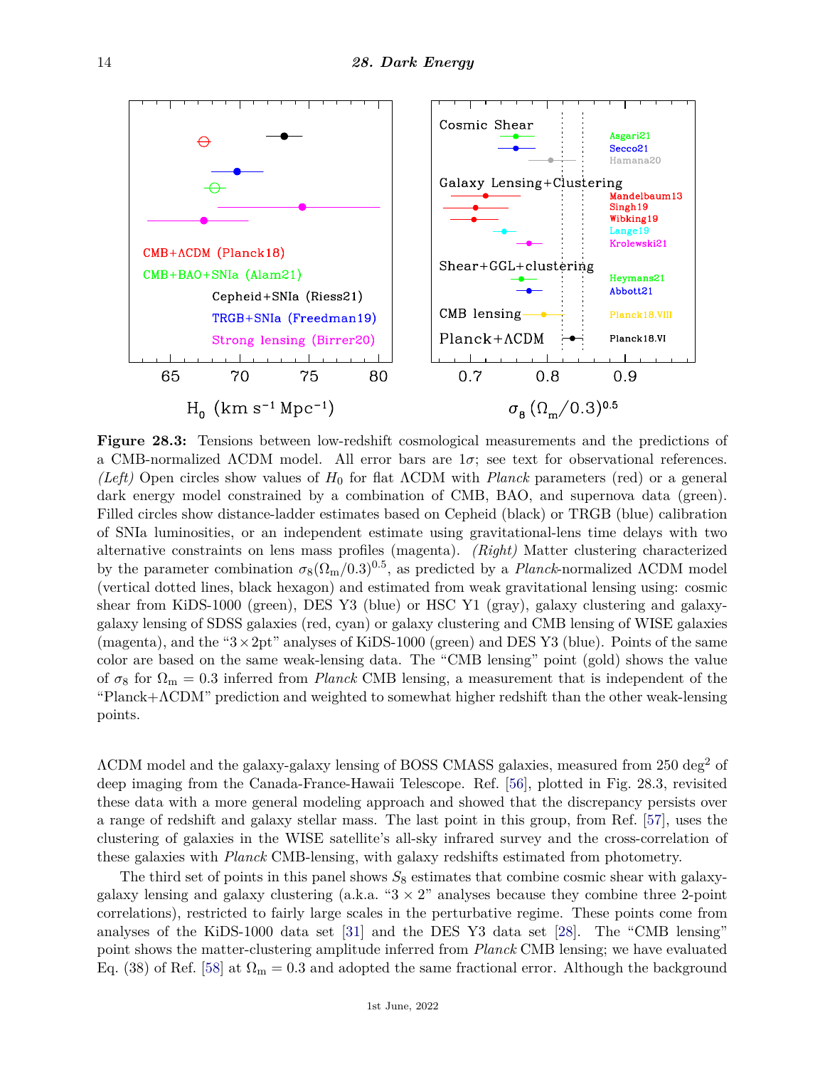**Figure 28.3:** Tensions between low-redshift cosmological measurements and the predictions of a CMB-normalized ΛCDM model. All error bars are $1\sigma$; see text for observational references. *(Left)* Open circles show values of $H_0$ for flat ΛCDM with *Planck* parameters (red) or a general dark energy model constrained by a combination of CMB, BAO, and supernova data (green). Filled circles show distance-ladder estimates based on Cepheid (black) or TRGB (blue) calibration of SNIa luminosities, or an independent estimate using gravitational-lens time delays with two alternative constraints on lens mass profiles (magenta). *(Right)* Matter clustering characterized by the parameter combination $\sigma_8(\Omega_m/0.3)^{0.5}$, as predicted by a *Planck*-normalized ΛCDM model (vertical dotted lines, black hexagon) and estimated from weak gravitational lensing using: cosmic shear from KiDS-1000 (green), DES Y3 (blue) or HSC Y1 (gray), galaxy clustering and galaxy-galaxy lensing of SDSS galaxies (red, cyan) or galaxy clustering and CMB lensing of WISE galaxies (magenta), and the "$3\times2$pt" analyses of KiDS-1000 (green) and DES Y3 (blue). Points of the same color are based on the same weak-lensing data. The "CMB lensing" point (gold) shows the value of $\sigma_8$ for $\Omega_m = 0.3$ inferred from *Planck* CMB lensing, a measurement that is independent of the "Planck+ΛCDM" prediction and weighted to somewhat higher redshift than the other weak-lensing points.

ΛCDM model and the galaxy-galaxy lensing of BOSS CMASS galaxies, measured from 250 $\text{deg}^2$ of deep imaging from the Canada-France-Hawaii Telescope. Ref. [56], plotted in Fig. 28.3, revisited these data with a more general modeling approach and showed that the discrepancy persists over a range of redshift and galaxy stellar mass. The last point in this group, from Ref. [57], uses the clustering of galaxies in the WISE satellite's all-sky infrared survey and the cross-correlation of these galaxies with *Planck* CMB-lensing, with galaxy redshifts estimated from photometry.

The third set of points in this panel shows $S_8$ estimates that combine cosmic shear with galaxy-galaxy lensing and galaxy clustering (a.k.a. "$3 \times 2$" analyses because they combine three 2-point correlations), restricted to fairly large scales in the perturbative regime. These points come from analyses of the KiDS-1000 data set [31] and the DES Y3 data set [28]. The "CMB lensing" point shows the matter-clustering amplitude inferred from *Planck* CMB lensing; we have evaluated Eq. (38) of Ref. [58] at $\Omega_m = 0.3$ and adopted the same fractional error. Although the background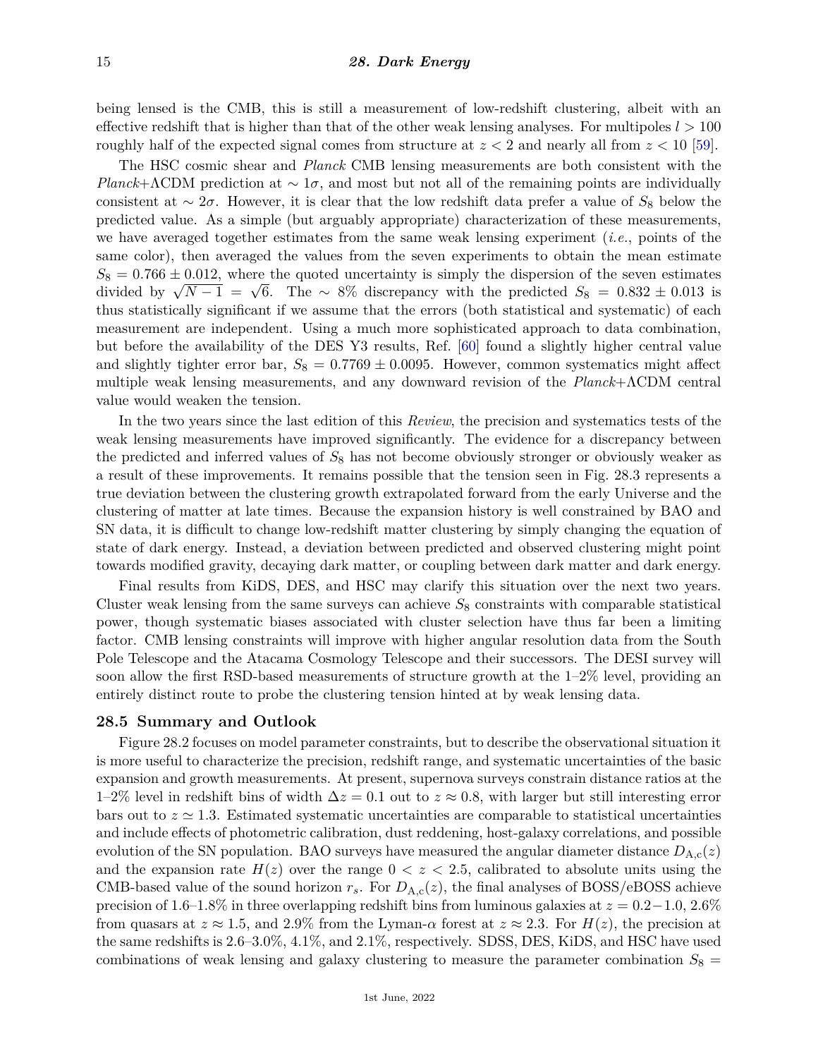being lensed is the CMB, this is still a measurement of low-redshift clustering, albeit with an effective redshift that is higher than that of the other weak lensing analyses. For multipoles $l > 100$ roughly half of the expected signal comes from structure at $z < 2$ and nearly all from $z < 10$ [59].

The HSC cosmic shear and *Planck* CMB lensing measurements are both consistent with the *Planck*+ΛCDM prediction at $\sim 1\sigma$, and most but not all of the remaining points are individually consistent at $\sim 2\sigma$. However, it is clear that the low redshift data prefer a value of $S_8$ below the predicted value. As a simple (but arguably appropriate) characterization of these measurements, we have averaged together estimates from the same weak lensing experiment (*i.e.*, points of the same color), then averaged the values from the seven experiments to obtain the mean estimate $S_8 = 0.766 \pm 0.012$, where the quoted uncertainty is simply the dispersion of the seven estimates divided by $\sqrt{N-1} = \sqrt{6}$. The $\sim 8\%$ discrepancy with the predicted $S_8 = 0.832 \pm 0.013$ is thus statistically significant if we assume that the errors (both statistical and systematic) of each measurement are independent. Using a much more sophisticated approach to data combination, but before the availability of the DES Y3 results, Ref. [60] found a slightly higher central value and slightly tighter error bar, $S_8 = 0.7769 \pm 0.0095$. However, common systematics might affect multiple weak lensing measurements, and any downward revision of the *Planck*+ΛCDM central value would weaken the tension.

In the two years since the last edition of this *Review*, the precision and systematics tests of the weak lensing measurements have improved significantly. The evidence for a discrepancy between the predicted and inferred values of $S_8$ has not become obviously stronger or obviously weaker as a result of these improvements. It remains possible that the tension seen in Fig. 28.3 represents a true deviation between the clustering growth extrapolated forward from the early Universe and the clustering of matter at late times. Because the expansion history is well constrained by BAO and SN data, it is difficult to change low-redshift matter clustering by simply changing the equation of state of dark energy. Instead, a deviation between predicted and observed clustering might point towards modified gravity, decaying dark matter, or coupling between dark matter and dark energy.

Final results from KiDS, DES, and HSC may clarify this situation over the next two years. Cluster weak lensing from the same surveys can achieve $S_8$ constraints with comparable statistical power, though systematic biases associated with cluster selection have thus far been a limiting factor. CMB lensing constraints will improve with higher angular resolution data from the South Pole Telescope and the Atacama Cosmology Telescope and their successors. The DESI survey will soon allow the first RSD-based measurements of structure growth at the 1–2% level, providing an entirely distinct route to probe the clustering tension hinted at by weak lensing data.

## 28.5 Summary and Outlook

Figure 28.2 focuses on model parameter constraints, but to describe the observational situation it is more useful to characterize the precision, redshift range, and systematic uncertainties of the basic expansion and growth measurements. At present, supernova surveys constrain distance ratios at the 1–2% level in redshift bins of width $\Delta z = 0.1$ out to $z \approx 0.8$, with larger but still interesting error bars out to $z \simeq 1.3$. Estimated systematic uncertainties are comparable to statistical uncertainties and include effects of photometric calibration, dust reddening, host-galaxy correlations, and possible evolution of the SN population. BAO surveys have measured the angular diameter distance $D_{\mathrm{A,c}}(z)$ and the expansion rate $H(z)$ over the range $0 < z < 2.5$, calibrated to absolute units using the CMB-based value of the sound horizon $r_s$. For $D_{\mathrm{A,c}}(z)$, the final analyses of BOSS/eBOSS achieve precision of 1.6–1.8% in three overlapping redshift bins from luminous galaxies at $z = 0.2-1.0$, 2.6% from quasars at $z \approx 1.5$, and 2.9% from the Lyman-$\alpha$ forest at $z \approx 2.3$. For $H(z)$, the precision at the same redshifts is 2.6–3.0%, 4.1%, and 2.1%, respectively. SDSS, DES, KiDS, and HSC have used combinations of weak lensing and galaxy clustering to measure the parameter combination $S_8 =$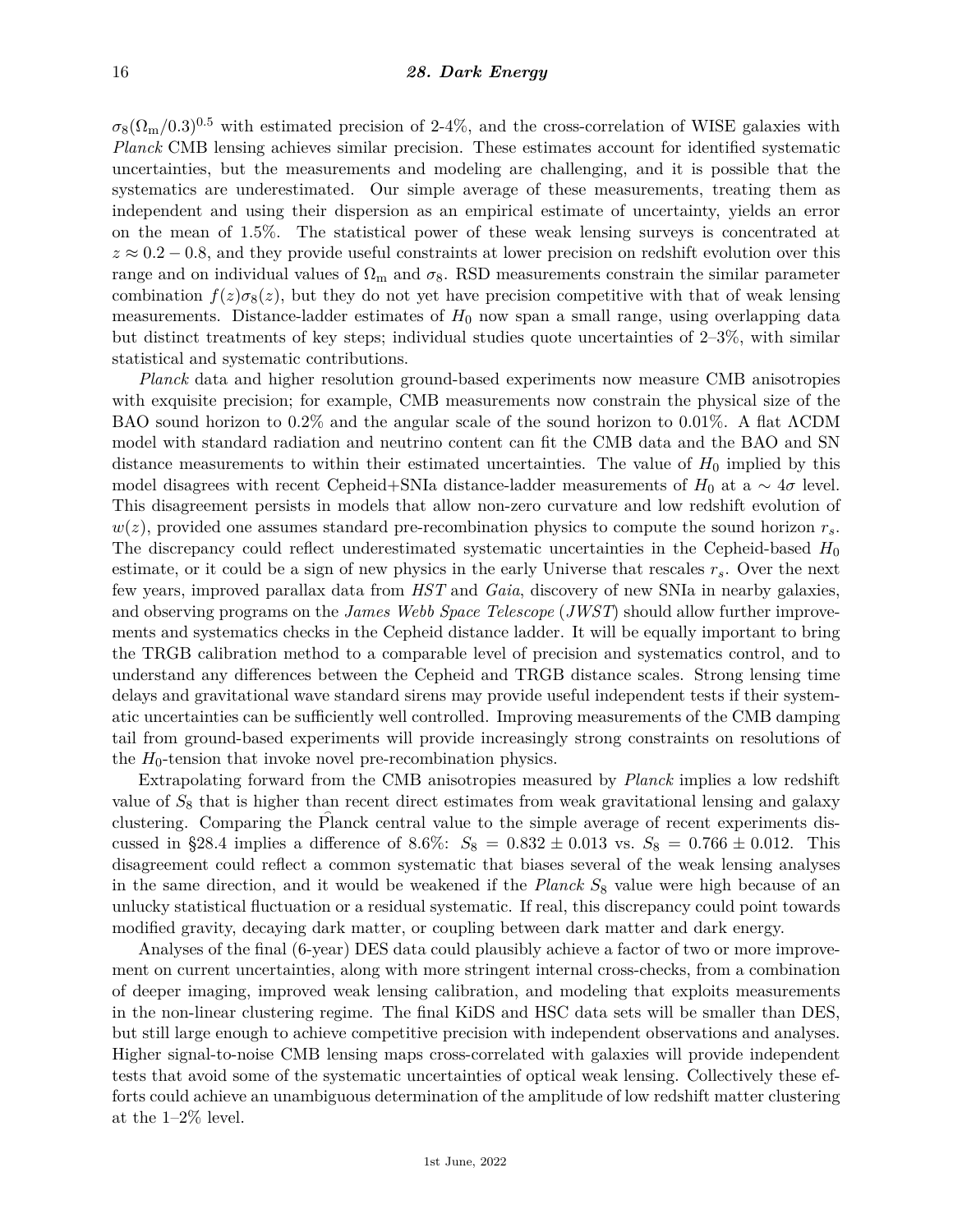$\sigma_8(\Omega_m/0.3)^{0.5}$ with estimated precision of 2-4%, and the cross-correlation of WISE galaxies with *Planck* CMB lensing achieves similar precision. These estimates account for identified systematic uncertainties, but the measurements and modeling are challenging, and it is possible that the systematics are underestimated. Our simple average of these measurements, treating them as independent and using their dispersion as an empirical estimate of uncertainty, yields an error on the mean of 1.5%. The statistical power of these weak lensing surveys is concentrated at $z \approx 0.2-0.8$, and they provide useful constraints at lower precision on redshift evolution over this range and on individual values of $\Omega_m$ and $\sigma_8$. RSD measurements constrain the similar parameter combination $f(z)\sigma_8(z)$, but they do not yet have precision competitive with that of weak lensing measurements. Distance-ladder estimates of $H_0$ now span a small range, using overlapping data but distinct treatments of key steps; individual studies quote uncertainties of 2–3%, with similar statistical and systematic contributions.

*Planck* data and higher resolution ground-based experiments now measure CMB anisotropies with exquisite precision; for example, CMB measurements now constrain the physical size of the BAO sound horizon to 0.2% and the angular scale of the sound horizon to 0.01%. A flat ΛCDM model with standard radiation and neutrino content can fit the CMB data and the BAO and SN distance measurements to within their estimated uncertainties. The value of $H_0$ implied by this model disagrees with recent Cepheid+SNIa distance-ladder measurements of $H_0$ at a $\sim 4\sigma$ level. This disagreement persists in models that allow non-zero curvature and low redshift evolution of $w(z)$, provided one assumes standard pre-recombination physics to compute the sound horizon $r_s$. The discrepancy could reflect underestimated systematic uncertainties in the Cepheid-based $H_0$ estimate, or it could be a sign of new physics in the early Universe that rescales $r_s$. Over the next few years, improved parallax data from *HST* and *Gaia*, discovery of new SNIa in nearby galaxies, and observing programs on the *James Webb Space Telescope* (*JWST*) should allow further improvements and systematics checks in the Cepheid distance ladder. It will be equally important to bring the TRGB calibration method to a comparable level of precision and systematics control, and to understand any differences between the Cepheid and TRGB distance scales. Strong lensing time delays and gravitational wave standard sirens may provide useful independent tests if their systematic uncertainties can be sufficiently well controlled. Improving measurements of the CMB damping tail from ground-based experiments will provide increasingly strong constraints on resolutions of the $H_0$-tension that invoke novel pre-recombination physics.

Extrapolating forward from the CMB anisotropies measured by *Planck* implies a low redshift value of $S_8$ that is higher than recent direct estimates from weak gravitational lensing and galaxy clustering. Comparing the Planck central value to the simple average of recent experiments discussed in §28.4 implies a difference of 8.6%: $S_8 = 0.832 \pm 0.013$ vs. $S_8 = 0.766 \pm 0.012$. This disagreement could reflect a common systematic that biases several of the weak lensing analyses in the same direction, and it would be weakened if the *Planck* $S_8$ value were high because of an unlucky statistical fluctuation or a residual systematic. If real, this discrepancy could point towards modified gravity, decaying dark matter, or coupling between dark matter and dark energy.

Analyses of the final (6-year) DES data could plausibly achieve a factor of two or more improvement on current uncertainties, along with more stringent internal cross-checks, from a combination of deeper imaging, improved weak lensing calibration, and modeling that exploits measurements in the non-linear clustering regime. The final KiDS and HSC data sets will be smaller than DES, but still large enough to achieve competitive precision with independent observations and analyses. Higher signal-to-noise CMB lensing maps cross-correlated with galaxies will provide independent tests that avoid some of the systematic uncertainties of optical weak lensing. Collectively these efforts could achieve an unambiguous determination of the amplitude of low redshift matter clustering at the 1–2% level.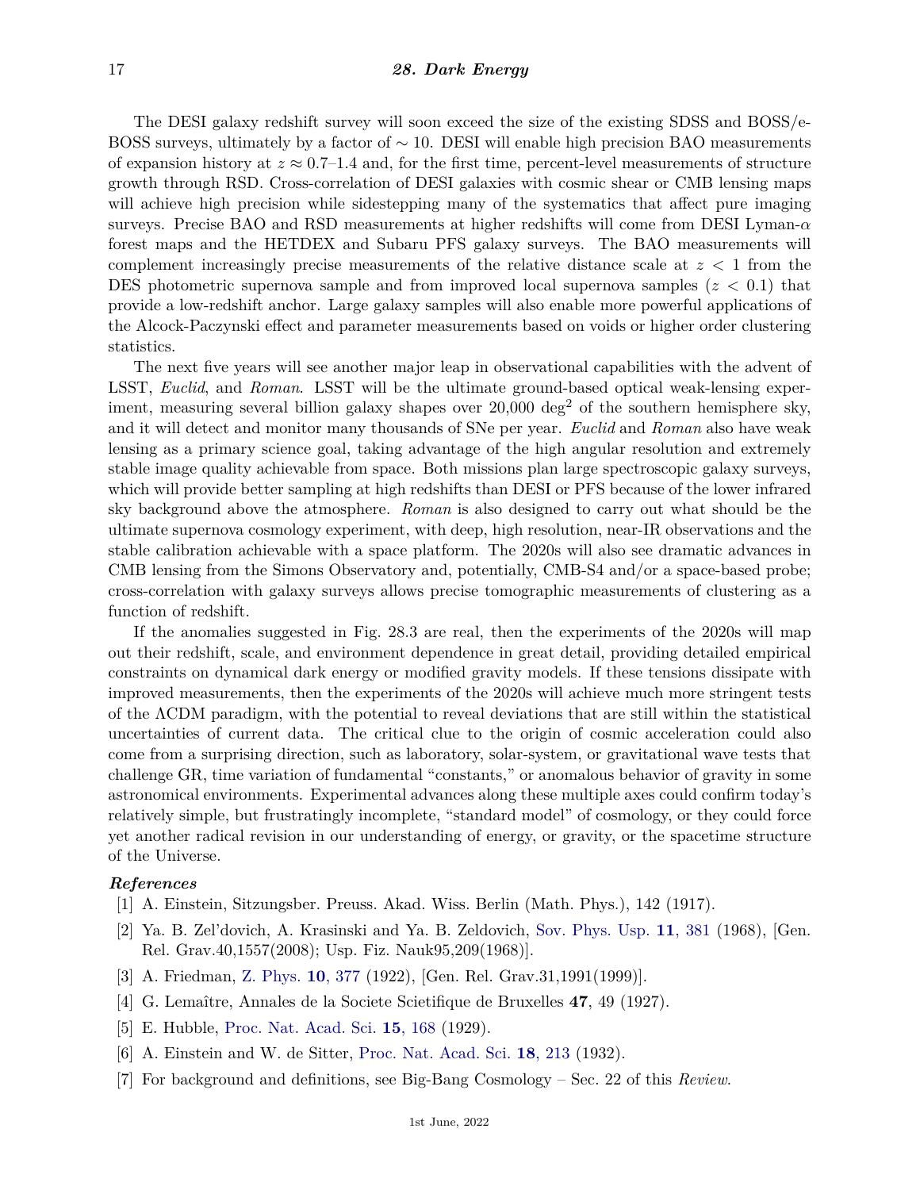The DESI galaxy redshift survey will soon exceed the size of the existing SDSS and BOSS/eBOSS surveys, ultimately by a factor of $\sim 10$. DESI will enable high precision BAO measurements of expansion history at $z \approx 0.7$–$1.4$ and, for the first time, percent-level measurements of structure growth through RSD. Cross-correlation of DESI galaxies with cosmic shear or CMB lensing maps will achieve high precision while sidestepping many of the systematics that affect pure imaging surveys. Precise BAO and RSD measurements at higher redshifts will come from DESI Lyman-$\alpha$ forest maps and the HETDEX and Subaru PFS galaxy surveys. The BAO measurements will complement increasingly precise measurements of the relative distance scale at $z < 1$ from the DES photometric supernova sample and from improved local supernova samples ($z < 0.1$) that provide a low-redshift anchor. Large galaxy samples will also enable more powerful applications of the Alcock-Paczynski effect and parameter measurements based on voids or higher order clustering statistics.

The next five years will see another major leap in observational capabilities with the advent of LSST, *Euclid*, and *Roman*. LSST will be the ultimate ground-based optical weak-lensing experiment, measuring several billion galaxy shapes over 20,000 deg$^2$ of the southern hemisphere sky, and it will detect and monitor many thousands of SNe per year. *Euclid* and *Roman* also have weak lensing as a primary science goal, taking advantage of the high angular resolution and extremely stable image quality achievable from space. Both missions plan large spectroscopic galaxy surveys, which will provide better sampling at high redshifts than DESI or PFS because of the lower infrared sky background above the atmosphere. *Roman* is also designed to carry out what should be the ultimate supernova cosmology experiment, with deep, high resolution, near-IR observations and the stable calibration achievable with a space platform. The 2020s will also see dramatic advances in CMB lensing from the Simons Observatory and, potentially, CMB-S4 and/or a space-based probe; cross-correlation with galaxy surveys allows precise tomographic measurements of clustering as a function of redshift.

If the anomalies suggested in Fig. 28.3 are real, then the experiments of the 2020s will map out their redshift, scale, and environment dependence in great detail, providing detailed empirical constraints on dynamical dark energy or modified gravity models. If these tensions dissipate with improved measurements, then the experiments of the 2020s will achieve much more stringent tests of the ΛCDM paradigm, with the potential to reveal deviations that are still within the statistical uncertainties of current data. The critical clue to the origin of cosmic acceleration could also come from a surprising direction, such as laboratory, solar-system, or gravitational wave tests that challenge GR, time variation of fundamental "constants," or anomalous behavior of gravity in some astronomical environments. Experimental advances along these multiple axes could confirm today's relatively simple, but frustratingly incomplete, "standard model" of cosmology, or they could force yet another radical revision in our understanding of energy, or gravity, or the spacetime structure of the Universe.

### *References*

[1] A. Einstein, Sitzungsber. Preuss. Akad. Wiss. Berlin (Math. Phys.), 142 (1917).

[2] Ya. B. Zel'dovich, A. Krasinski and Ya. B. Zeldovich, Sov. Phys. Usp. **11**, 381 (1968), [Gen. Rel. Grav.40,1557(2008); Usp. Fiz. Nauk95,209(1968)].

[3] A. Friedman, Z. Phys. **10**, 377 (1922), [Gen. Rel. Grav.31,1991(1999)].

[4] G. Lemaître, Annales de la Societe Scietifique de Bruxelles **47**, 49 (1927).

[5] E. Hubble, Proc. Nat. Acad. Sci. **15**, 168 (1929).

[6] A. Einstein and W. de Sitter, Proc. Nat. Acad. Sci. **18**, 213 (1932).

[7] For background and definitions, see Big-Bang Cosmology – Sec. 22 of this *Review*.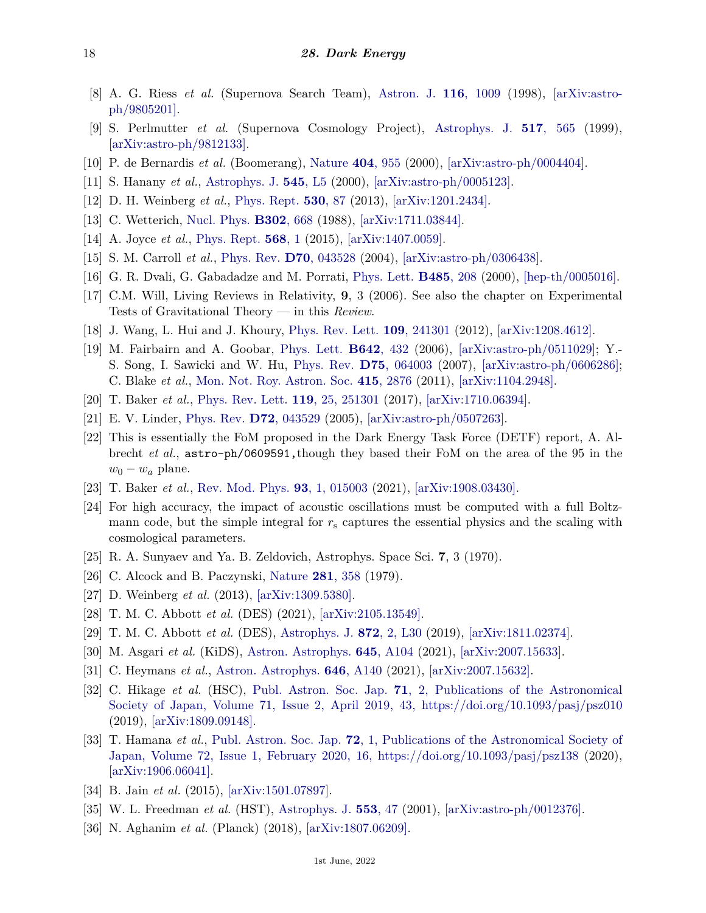[8] A. G. Riess *et al.* (Supernova Search Team), Astron. J. **116**, 1009 (1998), [arXiv:astro-ph/9805201].

[9] S. Perlmutter *et al.* (Supernova Cosmology Project), Astrophys. J. **517**, 565 (1999), [arXiv:astro-ph/9812133].

[10] P. de Bernardis *et al.* (Boomerang), Nature **404**, 955 (2000), [arXiv:astro-ph/0004404].

[11] S. Hanany *et al.*, Astrophys. J. **545**, L5 (2000), [arXiv:astro-ph/0005123].

[12] D. H. Weinberg *et al.*, Phys. Rept. **530**, 87 (2013), [arXiv:1201.2434].

[13] C. Wetterich, Nucl. Phys. **B302**, 668 (1988), [arXiv:1711.03844].

[14] A. Joyce *et al.*, Phys. Rept. **568**, 1 (2015), [arXiv:1407.0059].

[15] S. M. Carroll *et al.*, Phys. Rev. **D70**, 043528 (2004), [arXiv:astro-ph/0306438].

[16] G. R. Dvali, G. Gabadadze and M. Porrati, Phys. Lett. **B485**, 208 (2000), [hep-th/0005016].

[17] C.M. Will, Living Reviews in Relativity, **9**, 3 (2006). See also the chapter on Experimental Tests of Gravitational Theory — in this *Review*.

[18] J. Wang, L. Hui and J. Khoury, Phys. Rev. Lett. **109**, 241301 (2012), [arXiv:1208.4612].

[19] M. Fairbairn and A. Goobar, Phys. Lett. **B642**, 432 (2006), [arXiv:astro-ph/0511029]; Y.-S. Song, I. Sawicki and W. Hu, Phys. Rev. **D75**, 064003 (2007), [arXiv:astro-ph/0606286]; C. Blake *et al.*, Mon. Not. Roy. Astron. Soc. **415**, 2876 (2011), [arXiv:1104.2948].

[20] T. Baker *et al.*, Phys. Rev. Lett. **119**, 25, 251301 (2017), [arXiv:1710.06394].

[21] E. V. Linder, Phys. Rev. **D72**, 043529 (2005), [arXiv:astro-ph/0507263].

[22] This is essentially the FoM proposed in the Dark Energy Task Force (DETF) report, A. Albrecht *et al.*, `astro-ph/0609591,`though they based their FoM on the area of the 95 in the $w_0 - w_a$ plane.

[23] T. Baker *et al.*, Rev. Mod. Phys. **93**, 1, 015003 (2021), [arXiv:1908.03430].

[24] For high accuracy, the impact of acoustic oscillations must be computed with a full Boltzmann code, but the simple integral for $r_s$ captures the essential physics and the scaling with cosmological parameters.

[25] R. A. Sunyaev and Ya. B. Zeldovich, Astrophys. Space Sci. **7**, 3 (1970).

[26] C. Alcock and B. Paczynski, Nature **281**, 358 (1979).

[27] D. Weinberg *et al.* (2013), [arXiv:1309.5380].

[28] T. M. C. Abbott *et al.* (DES) (2021), [arXiv:2105.13549].

[29] T. M. C. Abbott *et al.* (DES), Astrophys. J. **872**, 2, L30 (2019), [arXiv:1811.02374].

[30] M. Asgari *et al.* (KiDS), Astron. Astrophys. **645**, A104 (2021), [arXiv:2007.15633].

[31] C. Heymans *et al.*, Astron. Astrophys. **646**, A140 (2021), [arXiv:2007.15632].

[32] C. Hikage *et al.* (HSC), Publ. Astron. Soc. Jap. **71**, 2, Publications of the Astronomical Society of Japan, Volume 71, Issue 2, April 2019, 43, https://doi.org/10.1093/pasj/psz010 (2019), [arXiv:1809.09148].

[33] T. Hamana *et al.*, Publ. Astron. Soc. Jap. **72**, 1, Publications of the Astronomical Society of Japan, Volume 72, Issue 1, February 2020, 16, https://doi.org/10.1093/pasj/psz138 (2020), [arXiv:1906.06041].

[34] B. Jain *et al.* (2015), [arXiv:1501.07897].

[35] W. L. Freedman *et al.* (HST), Astrophys. J. **553**, 47 (2001), [arXiv:astro-ph/0012376].

[36] N. Aghanim *et al.* (Planck) (2018), [arXiv:1807.06209].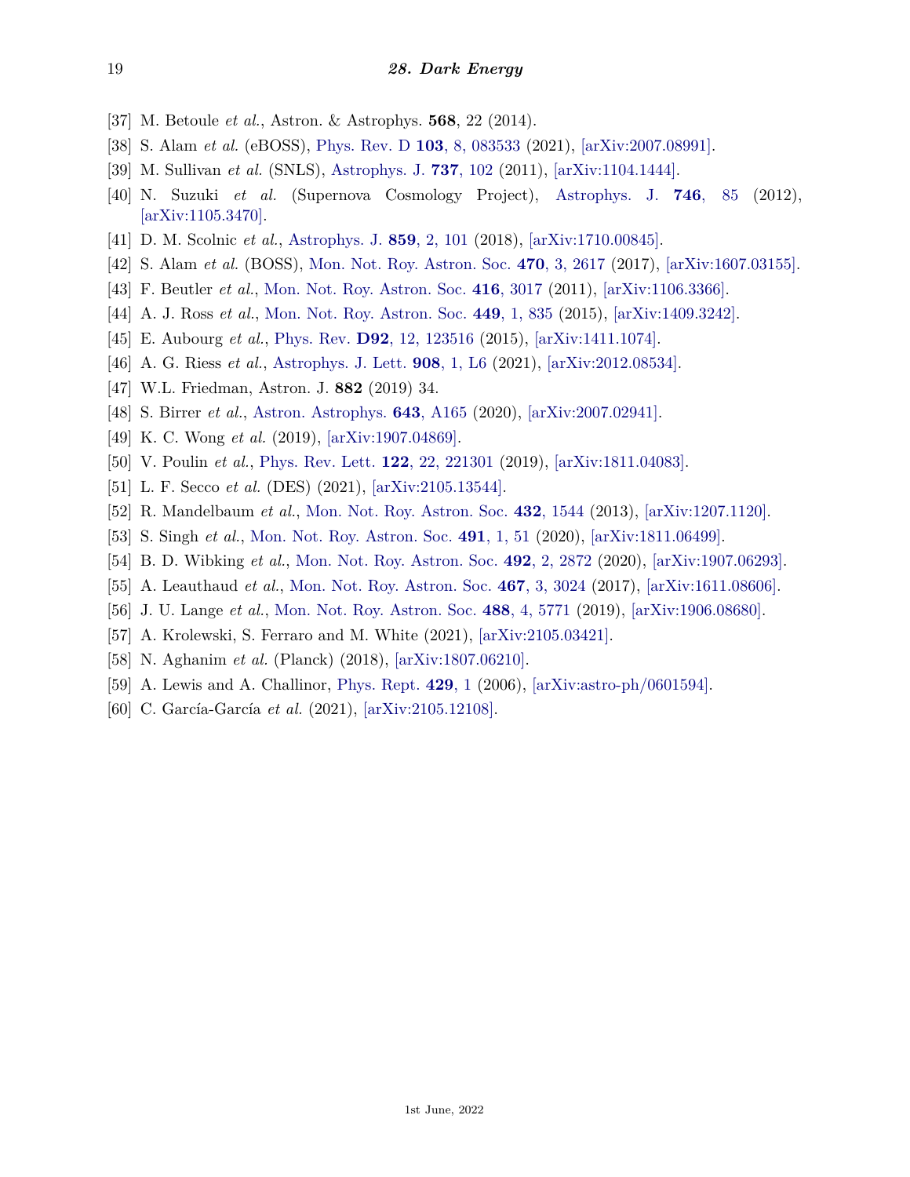[37] M. Betoule *et al.*, Astron. & Astrophys. **568**, 22 (2014).

[38] S. Alam *et al.* (eBOSS), Phys. Rev. D **103**, 8, 083533 (2021), [arXiv:2007.08991].

[39] M. Sullivan *et al.* (SNLS), Astrophys. J. **737**, 102 (2011), [arXiv:1104.1444].

[40] N. Suzuki *et al.* (Supernova Cosmology Project), Astrophys. J. **746**, 85 (2012), [arXiv:1105.3470].

[41] D. M. Scolnic *et al.*, Astrophys. J. **859**, 2, 101 (2018), [arXiv:1710.00845].

[42] S. Alam *et al.* (BOSS), Mon. Not. Roy. Astron. Soc. **470**, 3, 2617 (2017), [arXiv:1607.03155].

[43] F. Beutler *et al.*, Mon. Not. Roy. Astron. Soc. **416**, 3017 (2011), [arXiv:1106.3366].

[44] A. J. Ross *et al.*, Mon. Not. Roy. Astron. Soc. **449**, 1, 835 (2015), [arXiv:1409.3242].

[45] E. Aubourg *et al.*, Phys. Rev. **D92**, 12, 123516 (2015), [arXiv:1411.1074].

[46] A. G. Riess *et al.*, Astrophys. J. Lett. **908**, 1, L6 (2021), [arXiv:2012.08534].

[47] W.L. Friedman, Astron. J. **882** (2019) 34.

[48] S. Birrer *et al.*, Astron. Astrophys. **643**, A165 (2020), [arXiv:2007.02941].

[49] K. C. Wong *et al.* (2019), [arXiv:1907.04869].

[50] V. Poulin *et al.*, Phys. Rev. Lett. **122**, 22, 221301 (2019), [arXiv:1811.04083].

[51] L. F. Secco *et al.* (DES) (2021), [arXiv:2105.13544].

[52] R. Mandelbaum *et al.*, Mon. Not. Roy. Astron. Soc. **432**, 1544 (2013), [arXiv:1207.1120].

[53] S. Singh *et al.*, Mon. Not. Roy. Astron. Soc. **491**, 1, 51 (2020), [arXiv:1811.06499].

[54] B. D. Wibking *et al.*, Mon. Not. Roy. Astron. Soc. **492**, 2, 2872 (2020), [arXiv:1907.06293].

[55] A. Leauthaud *et al.*, Mon. Not. Roy. Astron. Soc. **467**, 3, 3024 (2017), [arXiv:1611.08606].

[56] J. U. Lange *et al.*, Mon. Not. Roy. Astron. Soc. **488**, 4, 5771 (2019), [arXiv:1906.08680].

[57] A. Krolewski, S. Ferraro and M. White (2021), [arXiv:2105.03421].

[58] N. Aghanim *et al.* (Planck) (2018), [arXiv:1807.06210].

[59] A. Lewis and A. Challinor, Phys. Rept. **429**, 1 (2006), [arXiv:astro-ph/0601594].

[60] C. García-García *et al.* (2021), [arXiv:2105.12108].